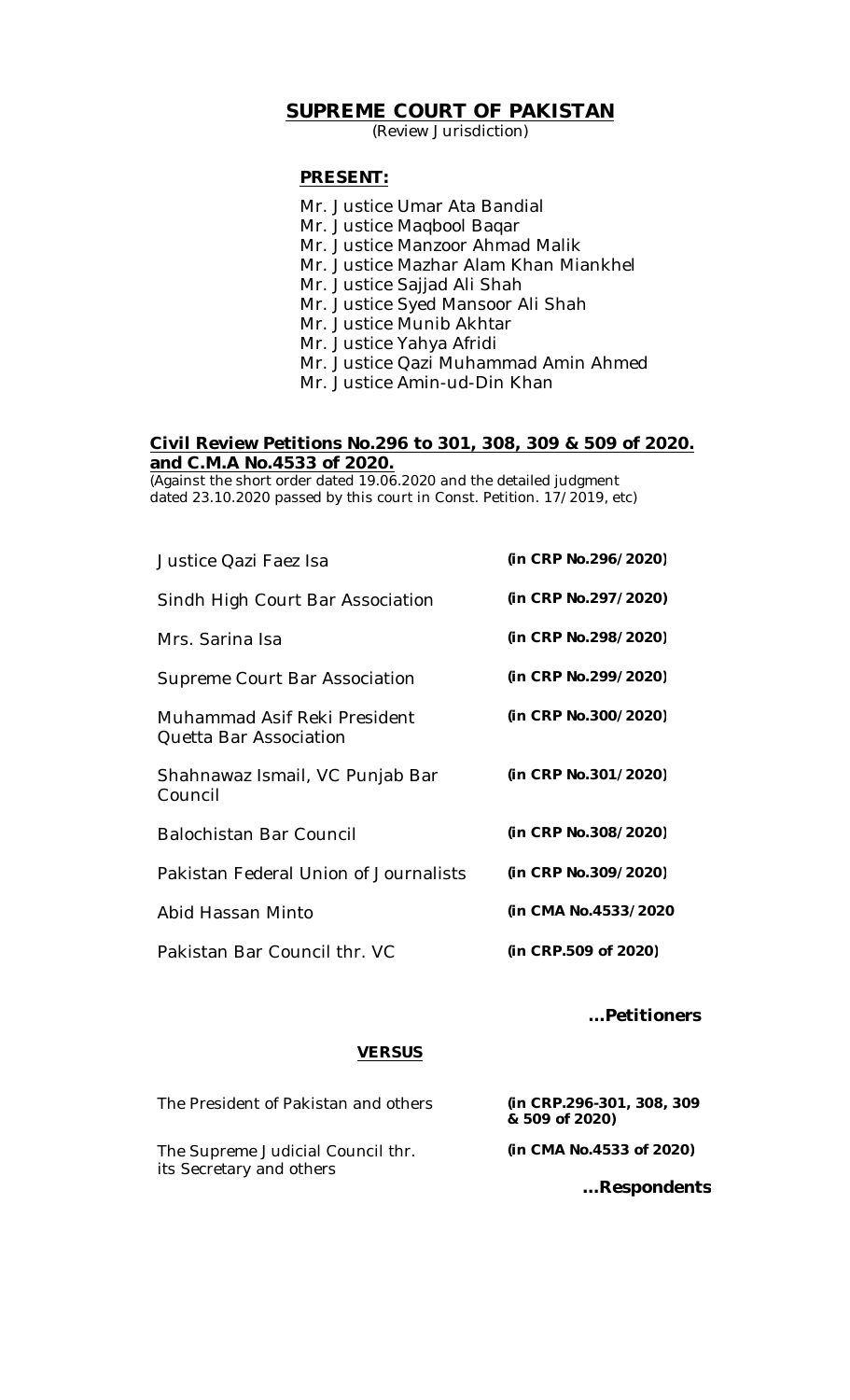# SUPREME COURT OF PAKISTAN

(Review Jurisdiction)

**PRESENT:**

Mr. Justice Umar Ata Bandial
Mr. Justice Maqbool Baqar
Mr. Justice Manzoor Ahmad Malik
Mr. Justice Mazhar Alam Khan Miankhel
Mr. Justice Sajjad Ali Shah
Mr. Justice Syed Mansoor Ali Shah
Mr. Justice Munib Akhtar
Mr. Justice Yahya Afridi
Mr. Justice Qazi Muhammad Amin Ahmed
Mr. Justice Amin-ud-Din Khan

**Civil Review Petitions No.296 to 301, 308, 309 & 509 of 2020. and C.M.A No.4533 of 2020.**

(Against the short order dated 19.06.2020 and the detailed judgment dated 23.10.2020 passed by this court in Const. Petition. 17/2019, etc)

| | |
|---|---|
| Justice Qazi Faez Isa | **(in CRP No.296/2020)** |
| Sindh High Court Bar Association | **(in CRP No.297/2020)** |
| Mrs. Sarina Isa | **(in CRP No.298/2020)** |
| Supreme Court Bar Association | **(in CRP No.299/2020)** |
| Muhammad Asif Reki President Quetta Bar Association | **(in CRP No.300/2020)** |
| Shahnawaz Ismail, VC Punjab Bar Council | **(in CRP No.301/2020)** |
| Balochistan Bar Council | **(in CRP No.308/2020)** |
| Pakistan Federal Union of Journalists | **(in CRP No.309/2020)** |
| Abid Hassan Minto | **(in CMA No.4533/2020** |
| Pakistan Bar Council thr. VC | **(in CRP.509 of 2020)** |

**...Petitioners**

**VERSUS**

| | |
|---|---|
| The President of Pakistan and others | **(in CRP.296-301, 308, 309 & 509 of 2020)** |
| The Supreme Judicial Council thr. its Secretary and others | **(in CMA No.4533 of 2020)** |

**...Respondents**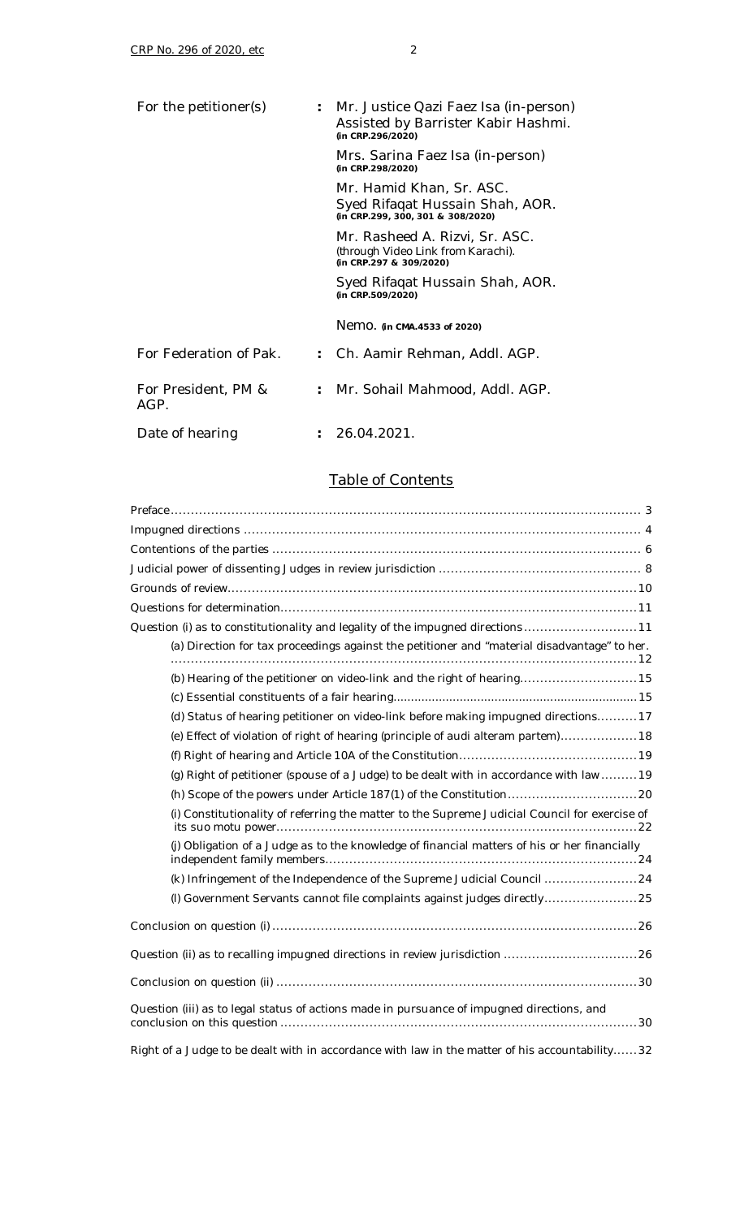| | | |
|---|---|---|
| For the petitioner(s) | : | Mr. Justice Qazi Faez Isa (in-person)<br>Assisted by Barrister Kabir Hashmi.<br>**(in CRP.296/2020)** |
| | | Mrs. Sarina Faez Isa (in-person)<br>**(in CRP.298/2020)** |
| | | Mr. Hamid Khan, Sr. ASC.<br>Syed Rifaqat Hussain Shah, AOR.<br>**(in CRP.299, 300, 301 & 308/2020)** |
| | | Mr. Rasheed A. Rizvi, Sr. ASC.<br>(through Video Link from Karachi).<br>**(in CRP.297 & 309/2020)** |
| | | Syed Rifaqat Hussain Shah, AOR.<br>**(in CRP.509/2020)** |
| | | Nemo. **(in CMA.4533 of 2020)** |
| For Federation of Pak. | : | Ch. Aamir Rehman, Addl. AGP. |
| For President, PM & AGP. | : | Mr. Sohail Mahmood, Addl. AGP. |
| Date of hearing | : | 26.04.2021. |

## Table of Contents

- Preface ........ 3
- Impugned directions ........ 4
- Contentions of the parties ........ 6
- Judicial power of dissenting Judges in review jurisdiction ........ 8
- Grounds of review ........ 10
- Questions for determination ........ 11
- Question (i) as to constitutionality and legality of the impugned directions ........ 11
  - (a) Direction for tax proceedings against the petitioner and "material disadvantage" to her. ........ 12
  - (b) Hearing of the petitioner on video-link and the right of hearing ........ 15
  - (c) Essential constituents of a fair hearing ........ 15
  - (d) Status of hearing petitioner on video-link before making impugned directions ........ 17
  - (e) Effect of violation of right of hearing (principle of audi alteram partem) ........ 18
  - (f) Right of hearing and Article 10A of the Constitution ........ 19
  - (g) Right of petitioner (spouse of a Judge) to be dealt with in accordance with law ........ 19
  - (h) Scope of the powers under Article 187(1) of the Constitution ........ 20
  - (i) Constitutionality of referring the matter to the Supreme Judicial Council for exercise of its suo motu power ........ 22
  - (j) Obligation of a Judge as to the knowledge of financial matters of his or her financially independent family members ........ 24
  - (k) Infringement of the Independence of the Supreme Judicial Council ........ 24
  - (l) Government Servants cannot file complaints against judges directly ........ 25
- Conclusion on question (i) ........ 26
- Question (ii) as to recalling impugned directions in review jurisdiction ........ 26
- Conclusion on question (ii) ........ 30
- Question (iii) as to legal status of actions made in pursuance of impugned directions, and conclusion on this question ........ 30
- Right of a Judge to be dealt with in accordance with law in the matter of his accountability ........ 32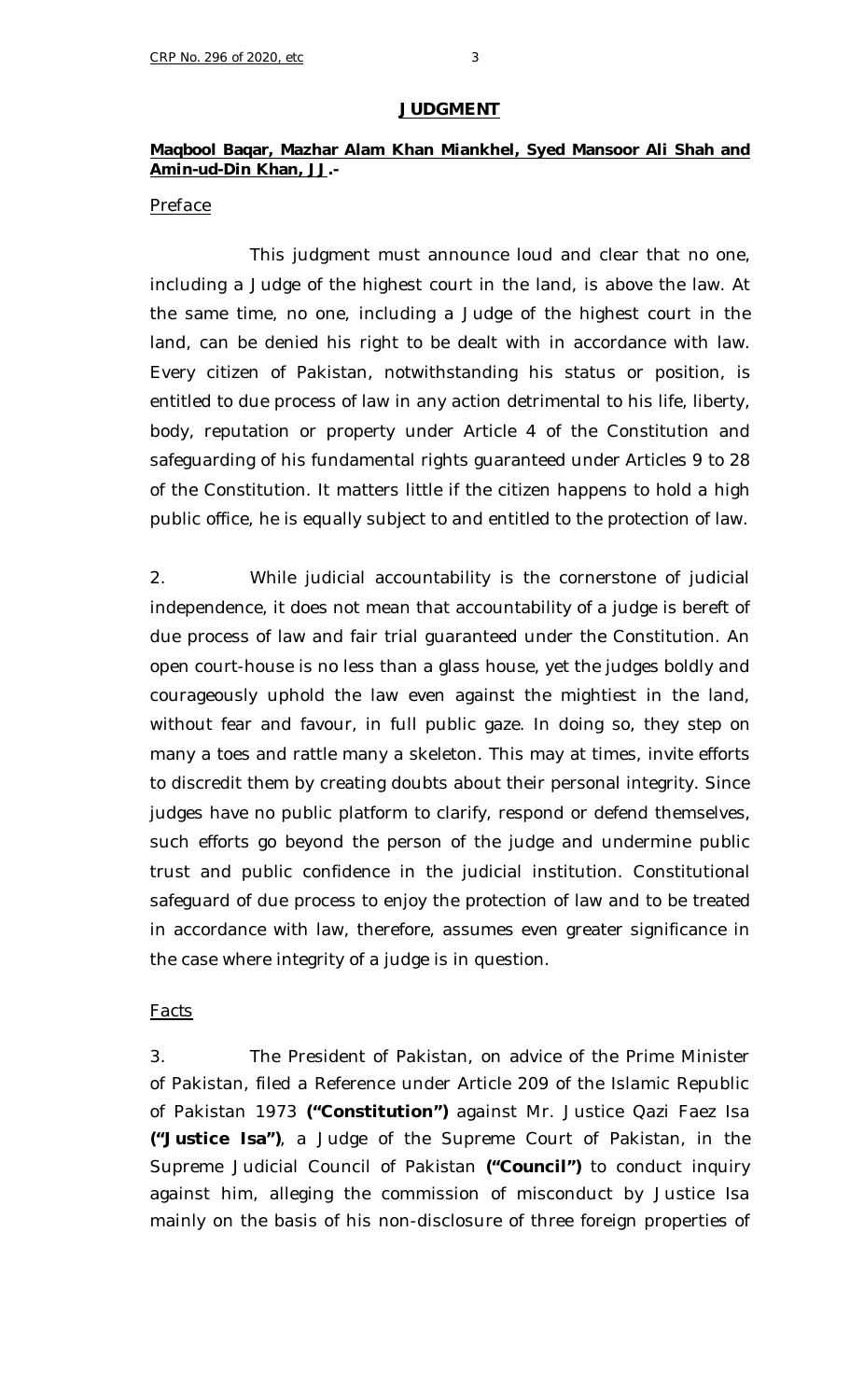## JUDGMENT

**Maqbool Baqar, Mazhar Alam Khan Miankhel, Syed Mansoor Ali Shah and Amin-ud-Din Khan, JJ.-**

### Preface

This judgment must announce loud and clear that no one, including a Judge of the highest court in the land, is above the law. At the same time, no one, including a Judge of the highest court in the land, can be denied his right to be dealt with in accordance with law. Every citizen of Pakistan, notwithstanding his status or position, is entitled to due process of law in any action detrimental to his life, liberty, body, reputation or property under Article 4 of the Constitution and safeguarding of his fundamental rights guaranteed under Articles 9 to 28 of the Constitution. It matters little if the citizen happens to hold a high public office, he is equally subject to and entitled to the protection of law.

2. While judicial accountability is the cornerstone of judicial independence, it does not mean that accountability of a judge is bereft of due process of law and fair trial guaranteed under the Constitution. An open court-house is no less than a glass house, yet the judges boldly and courageously uphold the law even against the mightiest in the land, without fear and favour, in full public gaze. In doing so, they step on many a toes and rattle many a skeleton. This may at times, invite efforts to discredit them by creating doubts about their personal integrity. Since judges have no public platform to clarify, respond or defend themselves, such efforts go beyond the person of the judge and undermine public trust and public confidence in the judicial institution. Constitutional safeguard of due process to enjoy the protection of law and to be treated in accordance with law, therefore, assumes even greater significance in the case where integrity of a judge is in question.

### Facts

3. The President of Pakistan, on advice of the Prime Minister of Pakistan, filed a Reference under Article 209 of the Islamic Republic of Pakistan 1973 **("Constitution")** against Mr. Justice Qazi Faez Isa **("Justice Isa")**, a Judge of the Supreme Court of Pakistan, in the Supreme Judicial Council of Pakistan **("Council")** to conduct inquiry against him, alleging the commission of misconduct by Justice Isa mainly on the basis of his non-disclosure of three foreign properties of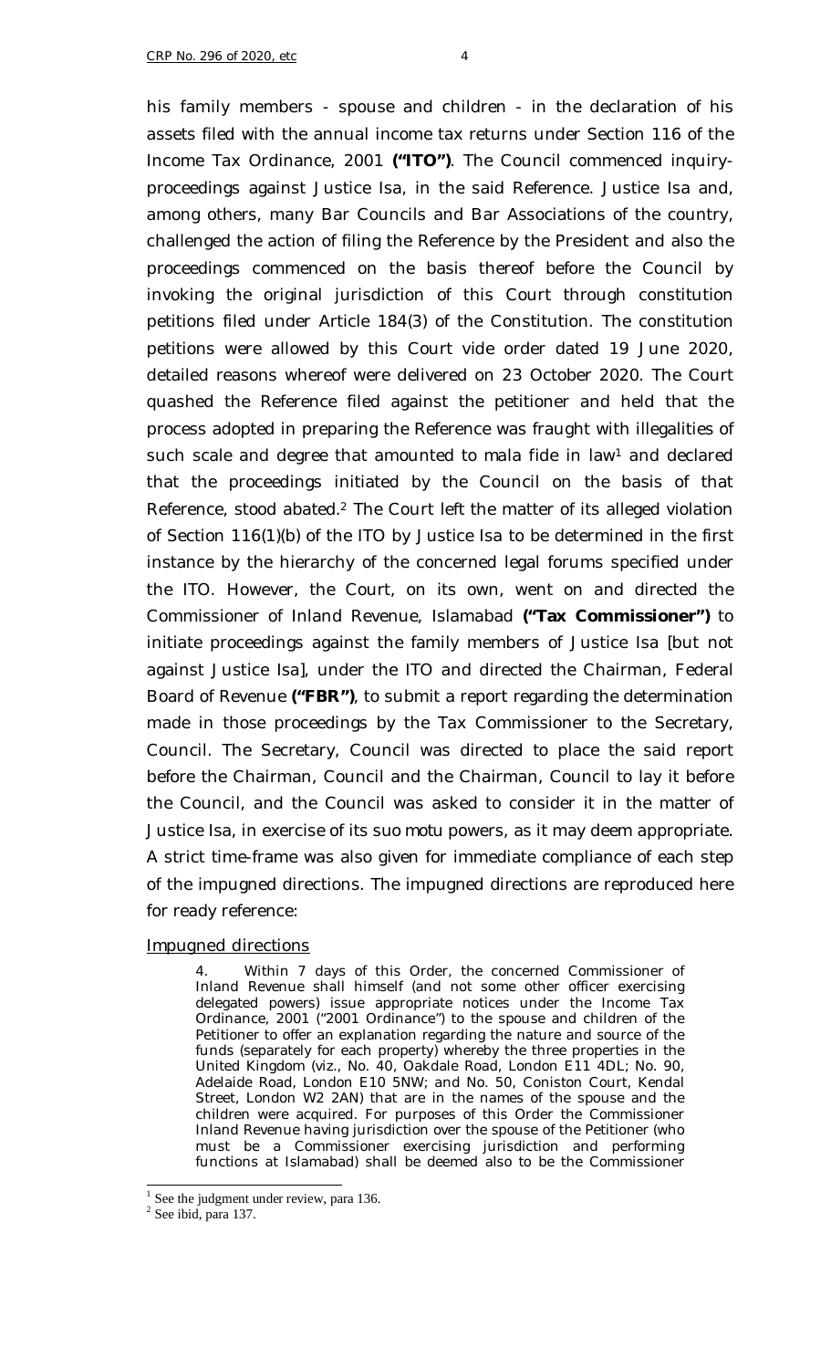his family members - spouse and children - in the declaration of his assets filed with the annual income tax returns under Section 116 of the Income Tax Ordinance, 2001 **("ITO")**. The Council commenced inquiry-proceedings against Justice Isa, in the said Reference. Justice Isa and, among others, many Bar Councils and Bar Associations of the country, challenged the action of filing the Reference by the President and also the proceedings commenced on the basis thereof before the Council by invoking the original jurisdiction of this Court through constitution petitions filed under Article 184(3) of the Constitution. The constitution petitions were allowed by this Court vide order dated 19 June 2020, detailed reasons whereof were delivered on 23 October 2020. The Court quashed the Reference filed against the petitioner and held that the process adopted in preparing the Reference was fraught with illegalities of such scale and degree that amounted to *mala fide* in law[1] and declared that the proceedings initiated by the Council on the basis of that Reference, stood abated.[2] The Court left the matter of its alleged violation of Section 116(1)(b) of the ITO by Justice Isa to be determined in the first instance by the hierarchy of the concerned legal forums specified under the ITO. However, the Court, on its own, went on and directed the Commissioner of Inland Revenue, Islamabad **("Tax Commissioner")** to initiate proceedings against the family members of Justice Isa [but not against Justice Isa], under the ITO and directed the Chairman, Federal Board of Revenue **("FBR")**, to submit a report regarding the determination made in those proceedings by the Tax Commissioner to the Secretary, Council. The Secretary, Council was directed to place the said report before the Chairman, Council and the Chairman, Council to lay it before the Council, and the Council was asked to consider it in the matter of Justice Isa, in exercise of its *suo motu* powers, as it may deem appropriate. A strict time-frame was also given for immediate compliance of each step of the impugned directions. The impugned directions are reproduced here for ready reference:

<u>Impugned directions</u>

> 4. Within 7 days of this Order, the concerned Commissioner of Inland Revenue shall himself (and not some other officer exercising delegated powers) issue appropriate notices under the Income Tax Ordinance, 2001 ("2001 Ordinance") to the spouse and children of the Petitioner to offer an explanation regarding the nature and source of the funds (separately for each property) whereby the three properties in the United Kingdom (viz., No. 40, Oakdale Road, London E11 4DL; No. 90, Adelaide Road, London E10 5NW; and No. 50, Coniston Court, Kendal Street, London W2 2AN) that are in the names of the spouse and the children were acquired. For purposes of this Order the Commissioner Inland Revenue having jurisdiction over the spouse of the Petitioner (who must be a Commissioner exercising jurisdiction and performing functions at Islamabad) shall be deemed also to be the Commissioner

[1] See the judgment under review, para 136.

[2] See ibid, para 137.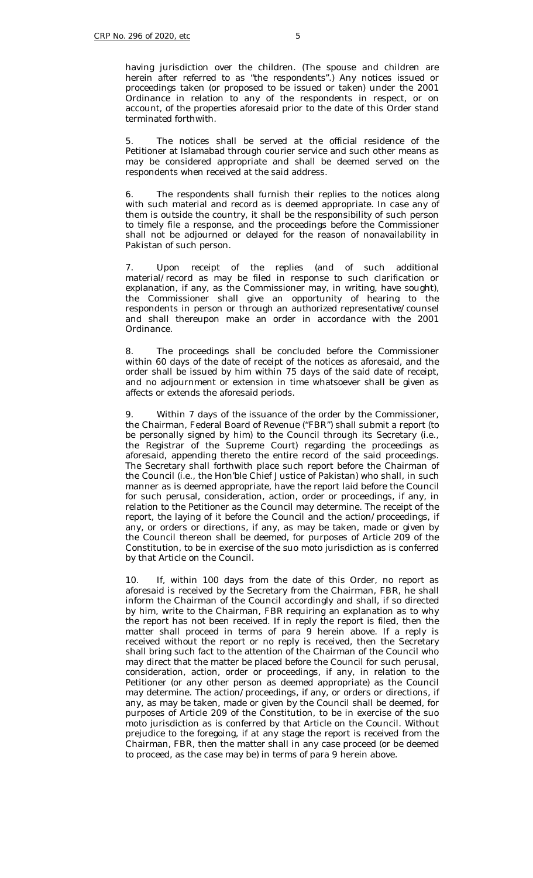having jurisdiction over the children. (The spouse and children are herein after referred to as "the respondents".) Any notices issued or proceedings taken (or proposed to be issued or taken) under the 2001 Ordinance in relation to any of the respondents in respect, or on account, of the properties aforesaid prior to the date of this Order stand terminated forthwith.

5. The notices shall be served at the official residence of the Petitioner at Islamabad through courier service and such other means as may be considered appropriate and shall be deemed served on the respondents when received at the said address.

6. The respondents shall furnish their replies to the notices along with such material and record as is deemed appropriate. In case any of them is outside the country, it shall be the responsibility of such person to timely file a response, and the proceedings before the Commissioner shall not be adjourned or delayed for the reason of nonavailability in Pakistan of such person.

7. Upon receipt of the replies (and of such additional material/record as may be filed in response to such clarification or explanation, if any, as the Commissioner may, in writing, have sought), the Commissioner shall give an opportunity of hearing to the respondents in person or through an authorized representative/counsel and shall thereupon make an order in accordance with the 2001 Ordinance.

8. The proceedings shall be concluded before the Commissioner within 60 days of the date of receipt of the notices as aforesaid, and the order shall be issued by him within 75 days of the said date of receipt, and no adjournment or extension in time whatsoever shall be given as affects or extends the aforesaid periods.

9. Within 7 days of the issuance of the order by the Commissioner, the Chairman, Federal Board of Revenue ("FBR") shall submit a report (to be personally signed by him) to the Council through its Secretary (i.e., the Registrar of the Supreme Court) regarding the proceedings as aforesaid, appending thereto the entire record of the said proceedings. The Secretary shall forthwith place such report before the Chairman of the Council (i.e., the Hon'ble Chief Justice of Pakistan) who shall, in such manner as is deemed appropriate, have the report laid before the Council for such perusal, consideration, action, order or proceedings, if any, in relation to the Petitioner as the Council may determine. The receipt of the report, the laying of it before the Council and the action/proceedings, if any, or orders or directions, if any, as may be taken, made or given by the Council thereon shall be deemed, for purposes of Article 209 of the Constitution, to be in exercise of the suo moto jurisdiction as is conferred by that Article on the Council.

10. If, within 100 days from the date of this Order, no report as aforesaid is received by the Secretary from the Chairman, FBR, he shall inform the Chairman of the Council accordingly and shall, if so directed by him, write to the Chairman, FBR requiring an explanation as to why the report has not been received. If in reply the report is filed, then the matter shall proceed in terms of para 9 herein above. If a reply is received without the report or no reply is received, then the Secretary shall bring such fact to the attention of the Chairman of the Council who may direct that the matter be placed before the Council for such perusal, consideration, action, order or proceedings, if any, in relation to the Petitioner (or any other person as deemed appropriate) as the Council may determine. The action/proceedings, if any, or orders or directions, if any, as may be taken, made or given by the Council shall be deemed, for purposes of Article 209 of the Constitution, to be in exercise of the suo moto jurisdiction as is conferred by that Article on the Council. Without prejudice to the foregoing, if at any stage the report is received from the Chairman, FBR, then the matter shall in any case proceed (or be deemed to proceed, as the case may be) in terms of para 9 herein above.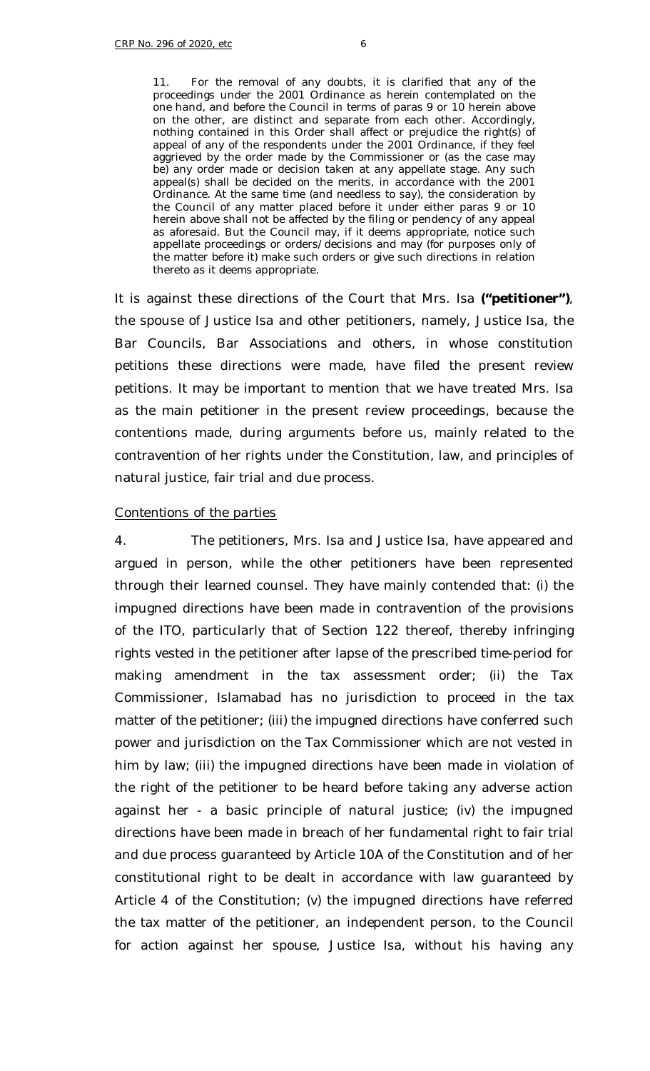> 11. For the removal of any doubts, it is clarified that any of the proceedings under the 2001 Ordinance as herein contemplated on the one hand, and before the Council in terms of paras 9 or 10 herein above on the other, are distinct and separate from each other. Accordingly, nothing contained in this Order shall affect or prejudice the right(s) of appeal of any of the respondents under the 2001 Ordinance, if they feel aggrieved by the order made by the Commissioner or (as the case may be) any order made or decision taken at any appellate stage. Any such appeal(s) shall be decided on the merits, in accordance with the 2001 Ordinance. At the same time (and needless to say), the consideration by the Council of any matter placed before it under either paras 9 or 10 herein above shall not be affected by the filing or pendency of any appeal as aforesaid. But the Council may, if it deems appropriate, notice such appellate proceedings or orders/decisions and may (for purposes only of the matter before it) make such orders or give such directions in relation thereto as it deems appropriate.

It is against these directions of the Court that Mrs. Isa **("petitioner")**, the spouse of Justice Isa and other petitioners, namely, Justice Isa, the Bar Councils, Bar Associations and others, in whose constitution petitions these directions were made, have filed the present review petitions. It may be important to mention that we have treated Mrs. Isa as the main petitioner in the present review proceedings, because the contentions made, during arguments before us, mainly related to the contravention of her rights under the Constitution, law, and principles of natural justice, fair trial and due process.

*Contentions of the parties*

4. The petitioners, Mrs. Isa and Justice Isa, have appeared and argued in person, while the other petitioners have been represented through their learned counsel. They have mainly contended that: (i) the impugned directions have been made in contravention of the provisions of the ITO, particularly that of Section 122 thereof, thereby infringing rights vested in the petitioner after lapse of the prescribed time-period for making amendment in the tax assessment order; (ii) the Tax Commissioner, Islamabad has no jurisdiction to proceed in the tax matter of the petitioner; (iii) the impugned directions have conferred such power and jurisdiction on the Tax Commissioner which are not vested in him by law; (iii) the impugned directions have been made in violation of the right of the petitioner to be heard before taking any adverse action against her - a basic principle of natural justice; (iv) the impugned directions have been made in breach of her fundamental right to fair trial and due process guaranteed by Article 10A of the Constitution and of her constitutional right to be dealt in accordance with law guaranteed by Article 4 of the Constitution; (v) the impugned directions have referred the tax matter of the petitioner, an independent person, to the Council for action against her spouse, Justice Isa, without his having any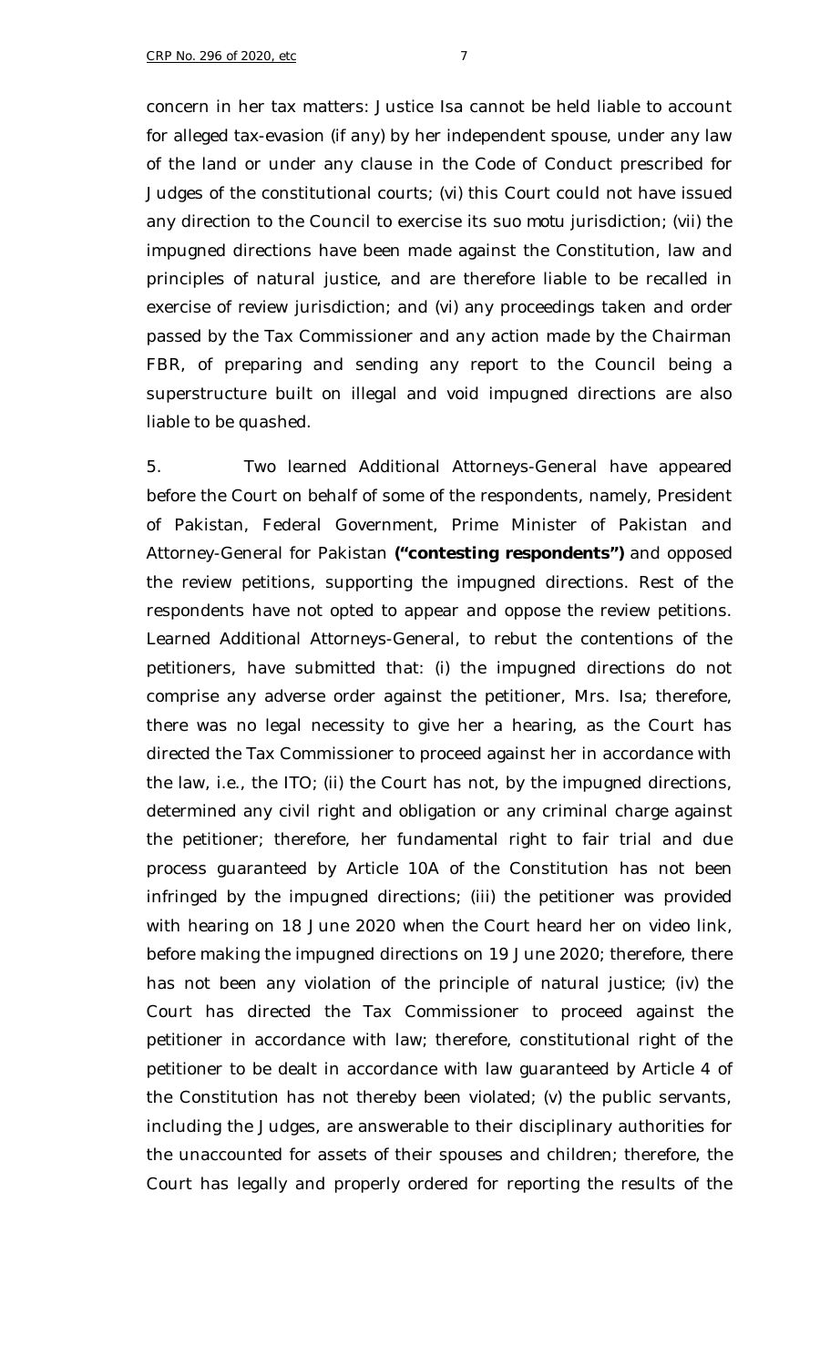concern in her tax matters: Justice Isa cannot be held liable to account for alleged tax-evasion (if any) by her independent spouse, under any law of the land or under any clause in the Code of Conduct prescribed for Judges of the constitutional courts; (vi) this Court could not have issued any direction to the Council to exercise its *suo motu* jurisdiction; (vii) the impugned directions have been made against the Constitution, law and principles of natural justice, and are therefore liable to be recalled in exercise of review jurisdiction; and (vi) any proceedings taken and order passed by the Tax Commissioner and any action made by the Chairman FBR, of preparing and sending any report to the Council being a superstructure built on illegal and void impugned directions are also liable to be quashed.

5. Two learned Additional Attorneys-General have appeared before the Court on behalf of some of the respondents, namely, President of Pakistan, Federal Government, Prime Minister of Pakistan and Attorney-General for Pakistan **("contesting respondents")** and opposed the review petitions, supporting the impugned directions. Rest of the respondents have not opted to appear and oppose the review petitions. Learned Additional Attorneys-General, to rebut the contentions of the petitioners, have submitted that: (i) the impugned directions do not comprise any adverse order against the petitioner, Mrs. Isa; therefore, there was no legal necessity to give her a hearing, as the Court has directed the Tax Commissioner to proceed against her in accordance with the law, i.e., the ITO; (ii) the Court has not, by the impugned directions, determined any civil right and obligation or any criminal charge against the petitioner; therefore, her fundamental right to fair trial and due process guaranteed by Article 10A of the Constitution has not been infringed by the impugned directions; (iii) the petitioner was provided with hearing on 18 June 2020 when the Court heard her on video link, before making the impugned directions on 19 June 2020; therefore, there has not been any violation of the principle of natural justice; (iv) the Court has directed the Tax Commissioner to proceed against the petitioner in accordance with law; therefore, constitutional right of the petitioner to be dealt in accordance with law guaranteed by Article 4 of the Constitution has not thereby been violated; (v) the public servants, including the Judges, are answerable to their disciplinary authorities for the unaccounted for assets of their spouses and children; therefore, the Court has legally and properly ordered for reporting the results of the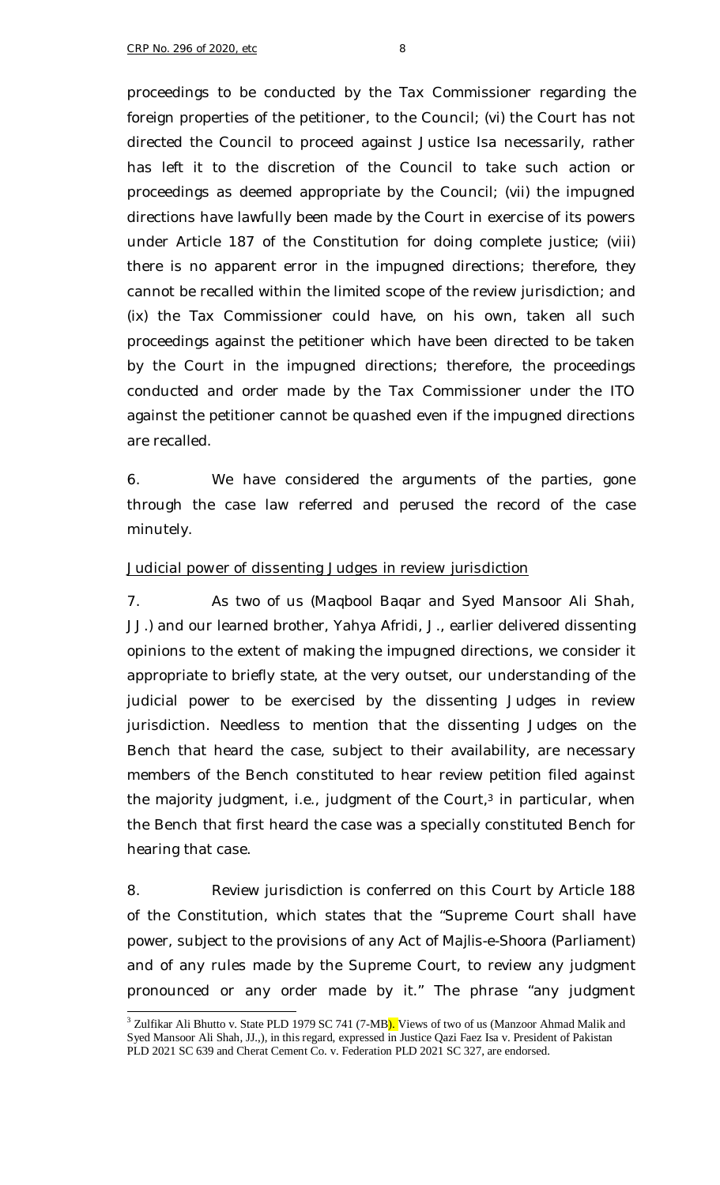proceedings to be conducted by the Tax Commissioner regarding the foreign properties of the petitioner, to the Council; (vi) the Court has not directed the Council to proceed against Justice Isa necessarily, rather has left it to the discretion of the Council to take such action or proceedings as deemed appropriate by the Council; (vii) the impugned directions have lawfully been made by the Court in exercise of its powers under Article 187 of the Constitution for doing complete justice; (viii) there is no apparent error in the impugned directions; therefore, they cannot be recalled within the limited scope of the review jurisdiction; and (ix) the Tax Commissioner could have, on his own, taken all such proceedings against the petitioner which have been directed to be taken by the Court in the impugned directions; therefore, the proceedings conducted and order made by the Tax Commissioner under the ITO against the petitioner cannot be quashed even if the impugned directions are recalled.

6. We have considered the arguments of the parties, gone through the case law referred and perused the record of the case minutely.

### Judicial power of dissenting Judges in review jurisdiction

7. As two of us (Maqbool Baqar and Syed Mansoor Ali Shah, JJ.) and our learned brother, Yahya Afridi, J., earlier delivered dissenting opinions to the extent of making the impugned directions, we consider it appropriate to briefly state, at the very outset, our understanding of the judicial power to be exercised by the dissenting Judges in review jurisdiction. Needless to mention that the dissenting Judges on the Bench that heard the case, subject to their availability, are necessary members of the Bench constituted to hear review petition filed against the majority judgment, i.e., judgment of the Court,[3] in particular, when the Bench that first heard the case was a specially constituted Bench for hearing that case.

8. Review jurisdiction is conferred on this Court by Article 188 of the Constitution, which states that the "Supreme Court shall have power, subject to the provisions of any Act of Majlis-e-Shoora (Parliament) and of any rules made by the Supreme Court, to review any judgment pronounced or any order made by it." The phrase "any judgment

---

[3] Zulfikar Ali Bhutto v. State PLD 1979 SC 741 (7-MB). Views of two of us (Manzoor Ahmad Malik and Syed Mansoor Ali Shah, JJ.,), in this regard, expressed in Justice Qazi Faez Isa v. President of Pakistan PLD 2021 SC 639 and Cherat Cement Co. v. Federation PLD 2021 SC 327, are endorsed.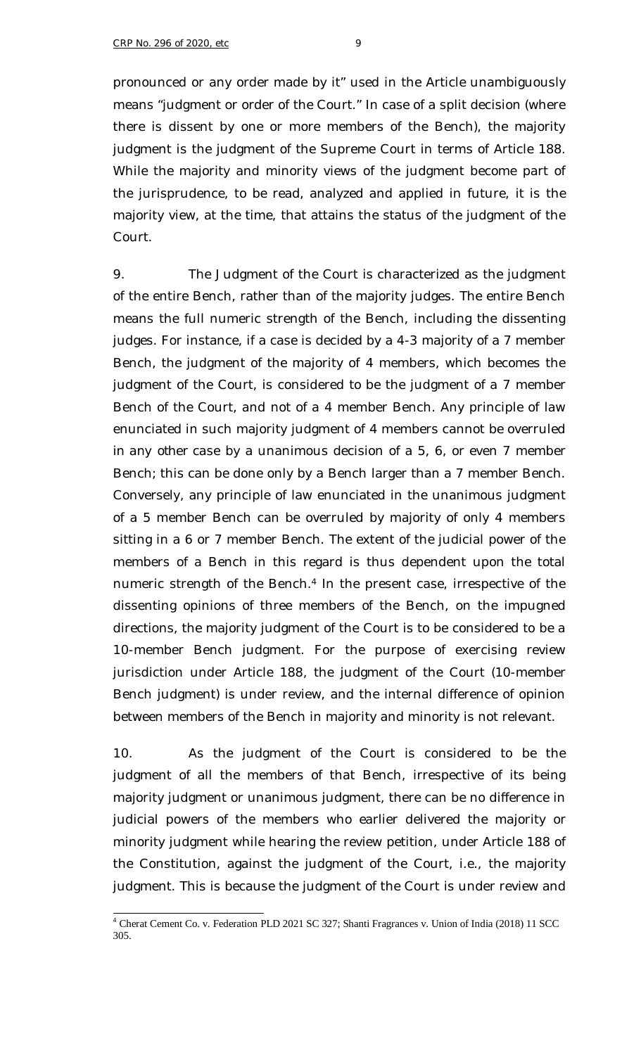pronounced or any order made by it" used in the Article unambiguously means "judgment or order of the Court." In case of a split decision (where there is dissent by one or more members of the Bench), the majority judgment is the judgment of the Supreme Court in terms of Article 188. While the majority and minority views of the judgment become part of the jurisprudence, to be read, analyzed and applied in future, it is the majority view, at the time, that attains the status of the judgment of the Court.

9. The Judgment of the Court is characterized as the judgment of the entire Bench, rather than of the majority judges. The entire Bench means the full numeric strength of the Bench, including the dissenting judges. For instance, if a case is decided by a 4-3 majority of a 7 member Bench, the judgment of the majority of 4 members, which becomes the judgment of the Court, is considered to be the judgment of a 7 member Bench of the Court, and not of a 4 member Bench. Any principle of law enunciated in such majority judgment of 4 members cannot be overruled in any other case by a unanimous decision of a 5, 6, or even 7 member Bench; this can be done only by a Bench larger than a 7 member Bench. Conversely, any principle of law enunciated in the unanimous judgment of a 5 member Bench can be overruled by majority of only 4 members sitting in a 6 or 7 member Bench. The extent of the judicial power of the members of a Bench in this regard is thus dependent upon the total numeric strength of the Bench.[4] In the present case, irrespective of the dissenting opinions of three members of the Bench, on the impugned directions, the majority judgment of the Court is to be considered to be a 10-member Bench judgment. For the purpose of exercising review jurisdiction under Article 188, the judgment of the Court (10-member Bench judgment) is under review, and the internal difference of opinion between members of the Bench in majority and minority is not relevant.

10. As the judgment of the Court is considered to be the judgment of all the members of that Bench, irrespective of its being majority judgment or unanimous judgment, there can be no difference in judicial powers of the members who earlier delivered the majority or minority judgment while hearing the review petition, under Article 188 of the Constitution, against the judgment of the Court, i.e., the majority judgment. This is because the judgment of the Court is under review and

---

[4] Cherat Cement Co. v. Federation PLD 2021 SC 327; Shanti Fragrances v. Union of India (2018) 11 SCC 305.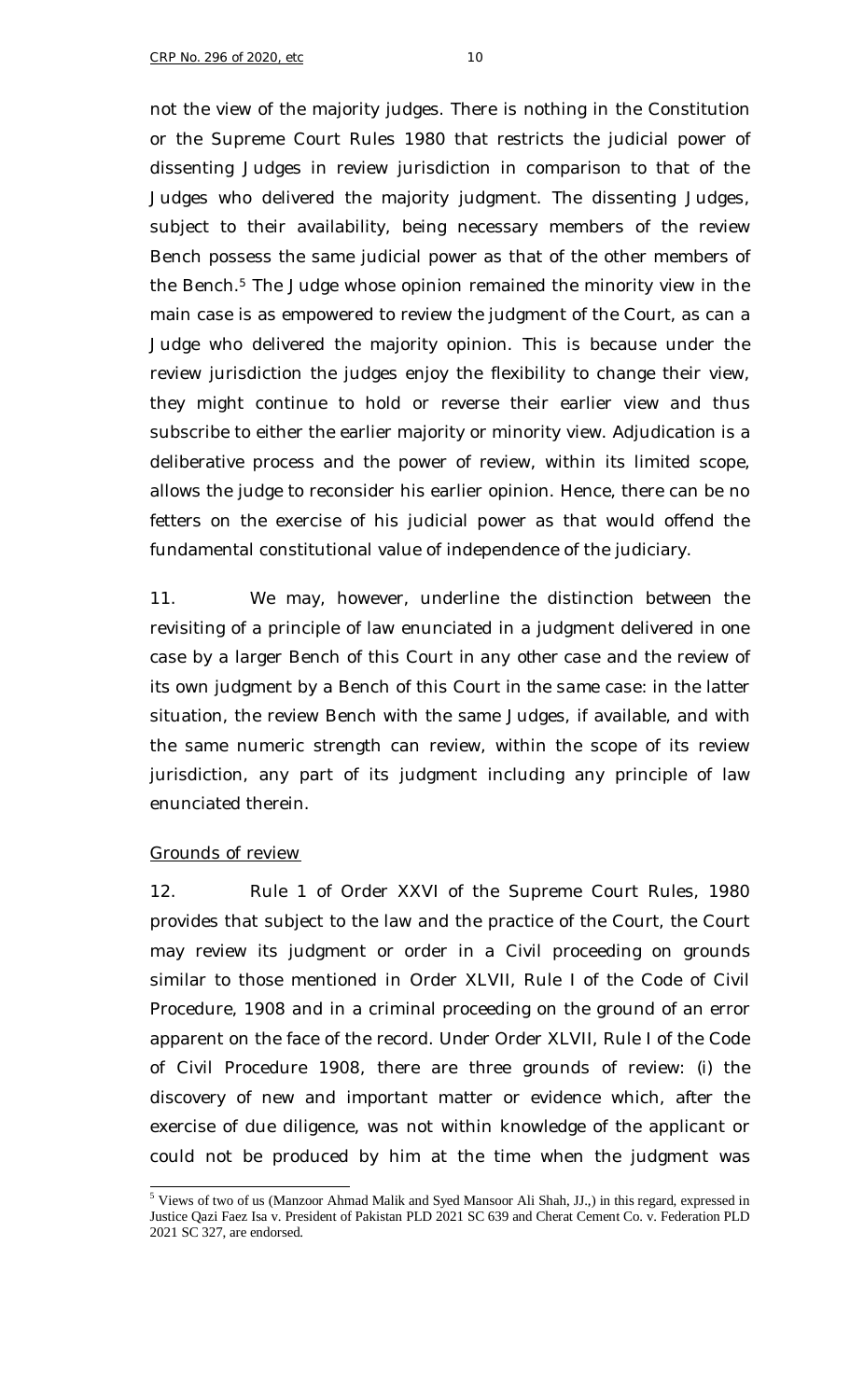not the view of the majority judges. There is nothing in the Constitution or the Supreme Court Rules 1980 that restricts the judicial power of dissenting Judges in review jurisdiction in comparison to that of the Judges who delivered the majority judgment. The dissenting Judges, subject to their availability, being necessary members of the review Bench possess the same judicial power as that of the other members of the Bench.[5] The Judge whose opinion remained the minority view in the main case is as empowered to review the judgment of the Court, as can a Judge who delivered the majority opinion. This is because under the review jurisdiction the judges enjoy the flexibility to change their view, they might continue to hold or reverse their earlier view and thus subscribe to either the earlier majority or minority view. Adjudication is a deliberative process and the power of review, within its limited scope, allows the judge to reconsider his earlier opinion. Hence, there can be no fetters on the exercise of his judicial power as that would offend the fundamental constitutional value of independence of the judiciary.

11. We may, however, underline the distinction between the revisiting of a principle of law enunciated in a judgment delivered in one case by a larger Bench of this Court in any other case and the review of its own judgment by a Bench of this Court in the same case: in the latter situation, the review Bench with the same Judges, if available, and with the same numeric strength can review, within the scope of its review jurisdiction, any part of its judgment including any principle of law enunciated therein.

<u>Grounds of review</u>

12. Rule 1 of Order XXVI of the Supreme Court Rules, 1980 provides that subject to the law and the practice of the Court, the Court may review its judgment or order in a Civil proceeding on grounds similar to those mentioned in Order XLVII, Rule I of the Code of Civil Procedure, 1908 and in a criminal proceeding on the ground of an error apparent on the face of the record. Under Order XLVII, Rule I of the Code of Civil Procedure 1908, there are three grounds of review: (i) the discovery of new and important matter or evidence which, after the exercise of due diligence, was not within knowledge of the applicant or could not be produced by him at the time when the judgment was

---

[5] Views of two of us (Manzoor Ahmad Malik and Syed Mansoor Ali Shah, JJ.,) in this regard, expressed in Justice Qazi Faez Isa v. President of Pakistan PLD 2021 SC 639 and Cherat Cement Co. v. Federation PLD 2021 SC 327, are endorsed.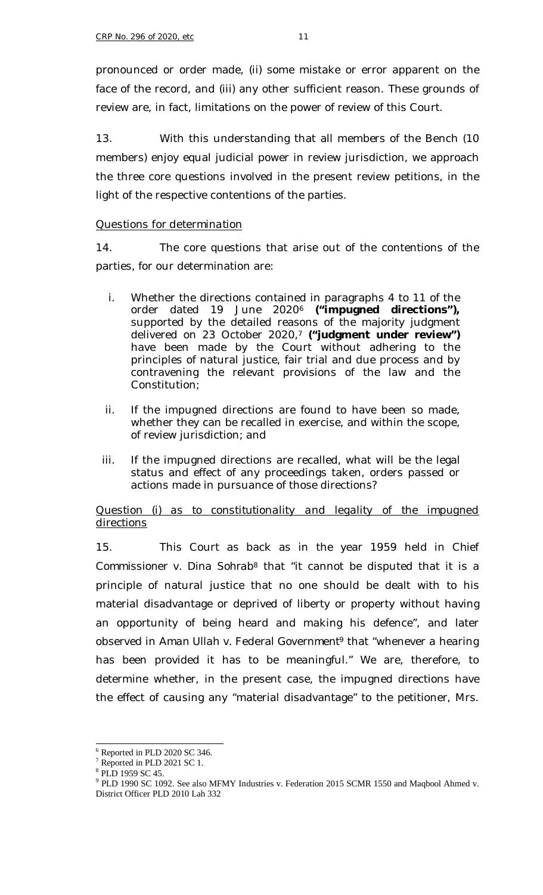pronounced or order made, (ii) some mistake or error apparent on the face of the record, and (iii) any other sufficient reason. These grounds of review are, in fact, limitations on the power of review of this Court.

13. With this understanding that all members of the Bench (10 members) enjoy equal judicial power in review jurisdiction, we approach the three core questions involved in the present review petitions, in the light of the respective contentions of the parties.

*Questions for determination*

14. The core questions that arise out of the contentions of the parties, for our determination are:

i. Whether the directions contained in paragraphs 4 to 11 of the order dated 19 June 2020[6] **("impugned directions"),** supported by the detailed reasons of the majority judgment delivered on 23 October 2020,[7] **("judgment under review")** have been made by the Court without adhering to the principles of natural justice, fair trial and due process and by contravening the relevant provisions of the law and the Constitution;

ii. If the impugned directions are found to have been so made, whether they can be recalled in exercise, and within the scope, of review jurisdiction; and

iii. If the impugned directions are recalled, what will be the legal status and effect of any proceedings taken, orders passed or actions made in pursuance of those directions?

*Question (i) as to constitutionality and legality of the impugned directions*

15. This Court as back as in the year 1959 held in *Chief Commissioner v. Dina Sohrab*[8] that "it cannot be disputed that it is a principle of natural justice that no one should be dealt with to his material disadvantage or deprived of liberty or property without having an opportunity of being heard and making his defence", and later observed in *Aman Ullah v. Federal Government*[9] that "whenever a hearing has been provided it has to be meaningful." We are, therefore, to determine whether, in the present case, the impugned directions have the effect of causing any "material disadvantage" to the petitioner, Mrs.

---

[6] Reported in PLD 2020 SC 346.

[7] Reported in PLD 2021 SC 1.

[8] PLD 1959 SC 45.

[9] PLD 1990 SC 1092. See also MFMY Industries v. Federation 2015 SCMR 1550 and Maqbool Ahmed v. District Officer PLD 2010 Lah 332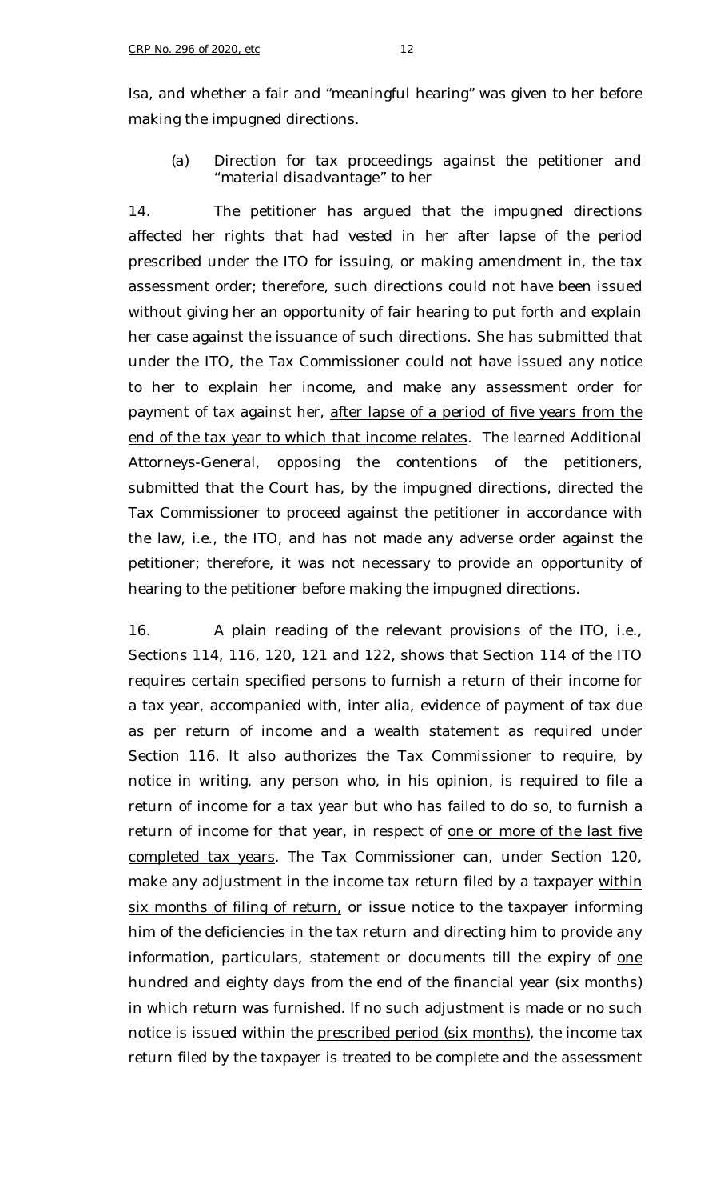Isa, and whether a fair and "meaningful hearing" was given to her before making the impugned directions.

(a) *Direction for tax proceedings against the petitioner and "material disadvantage" to her*

14. The petitioner has argued that the impugned directions affected her rights that had vested in her after lapse of the period prescribed under the ITO for issuing, or making amendment in, the tax assessment order; therefore, such directions could not have been issued without giving her an opportunity of fair hearing to put forth and explain her case against the issuance of such directions. She has submitted that under the ITO, the Tax Commissioner could not have issued any notice to her to explain her income, and make any assessment order for payment of tax against her, <u>after lapse of a period of five years from the end of the tax year to which that income relates</u>. The learned Additional Attorneys-General, opposing the contentions of the petitioners, submitted that the Court has, by the impugned directions, directed the Tax Commissioner to proceed against the petitioner in accordance with the law, i.e., the ITO, and has not made any adverse order against the petitioner; therefore, it was not necessary to provide an opportunity of hearing to the petitioner before making the impugned directions.

16. A plain reading of the relevant provisions of the ITO, i.e., Sections 114, 116, 120, 121 and 122, shows that Section 114 of the ITO requires certain specified persons to furnish a return of their income for a tax year, accompanied with, inter alia, evidence of payment of tax due as per return of income and a wealth statement as required under Section 116. It also authorizes the Tax Commissioner to require, by notice in writing, any person who, in his opinion, is required to file a return of income for a tax year but who has failed to do so, to furnish a return of income for that year, in respect of <u>one or more of the last five completed tax years</u>. The Tax Commissioner can, under Section 120, make any adjustment in the income tax return filed by a taxpayer <u>within six months of filing of return,</u> or issue notice to the taxpayer informing him of the deficiencies in the tax return and directing him to provide any information, particulars, statement or documents till the expiry of <u>one hundred and eighty days from the end of the financial year (six months)</u> in which return was furnished. If no such adjustment is made or no such notice is issued within the <u>prescribed period (six months)</u>, the income tax return filed by the taxpayer is treated to be complete and the assessment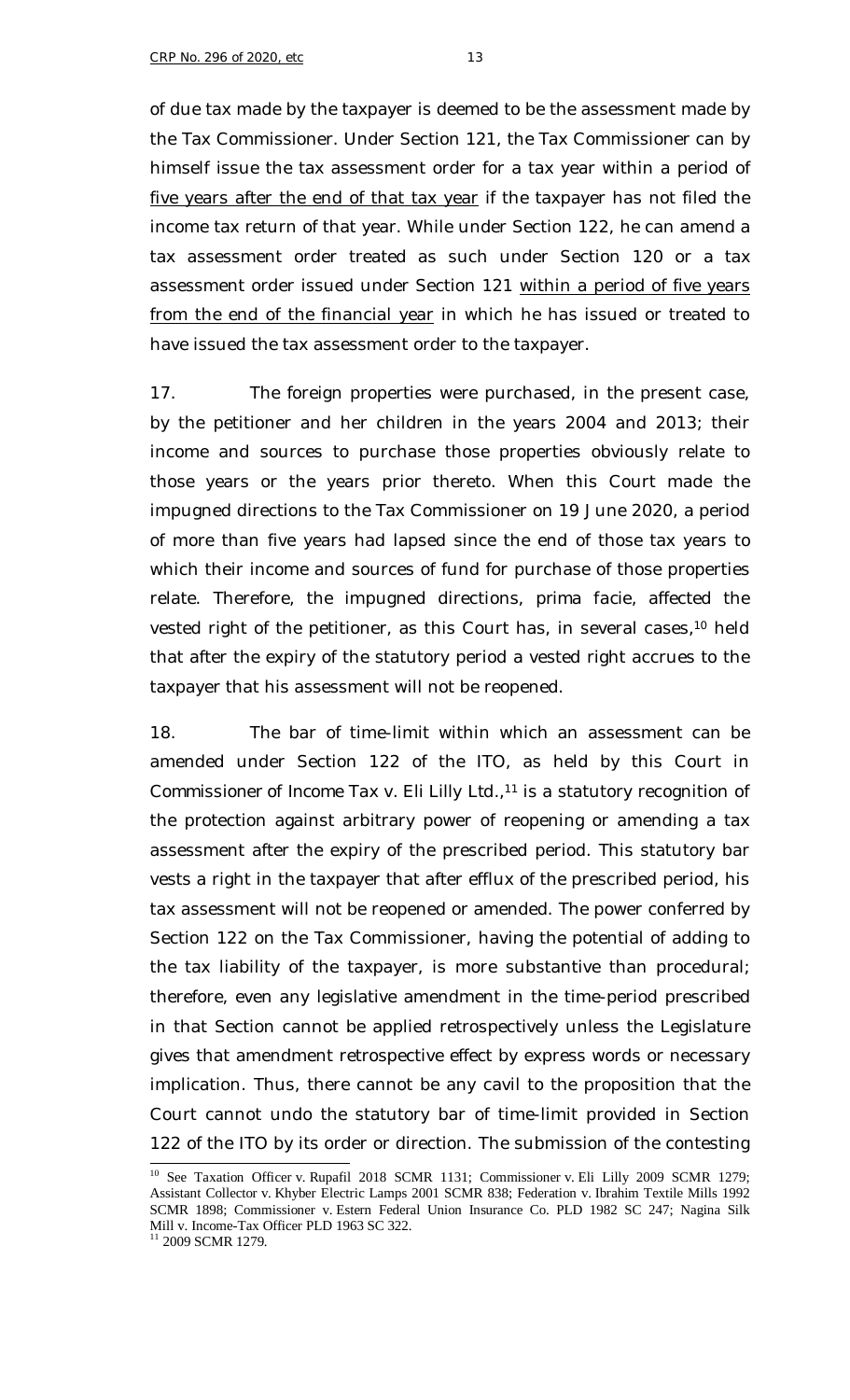of due tax made by the taxpayer is deemed to be the assessment made by the Tax Commissioner. Under Section 121, the Tax Commissioner can by himself issue the tax assessment order for a tax year within a period of five years after the end of that tax year if the taxpayer has not filed the income tax return of that year. While under Section 122, he can amend a tax assessment order treated as such under Section 120 or a tax assessment order issued under Section 121 within a period of five years from the end of the financial year in which he has issued or treated to have issued the tax assessment order to the taxpayer.

17. The foreign properties were purchased, in the present case, by the petitioner and her children in the years 2004 and 2013; their income and sources to purchase those properties obviously relate to those years or the years prior thereto. When this Court made the impugned directions to the Tax Commissioner on 19 June 2020, a period of more than five years had lapsed since the end of those tax years to which their income and sources of fund for purchase of those properties relate. Therefore, the impugned directions, *prima facie*, affected the vested right of the petitioner, as this Court has, in several cases,[10] held that after the expiry of the statutory period a vested right accrues to the taxpayer that his assessment will not be reopened.

18. The bar of time-limit within which an assessment can be amended under Section 122 of the ITO, as held by this Court in *Commissioner of Income Tax v. Eli Lilly Ltd.*,[11] is a statutory recognition of the protection against arbitrary power of reopening or amending a tax assessment after the expiry of the prescribed period. This statutory bar vests a right in the taxpayer that after efflux of the prescribed period, his tax assessment will not be reopened or amended. The power conferred by Section 122 on the Tax Commissioner, having the potential of adding to the tax liability of the taxpayer, is more substantive than procedural; therefore, even any legislative amendment in the time-period prescribed in that Section cannot be applied retrospectively unless the Legislature gives that amendment retrospective effect by express words or necessary implication. Thus, there cannot be any cavil to the proposition that the Court cannot undo the statutory bar of time-limit provided in Section 122 of the ITO by its order or direction. The submission of the contesting

---

[10] See *Taxation Officer v. Rupafil* 2018 SCMR 1131; *Commissioner v. Eli Lilly* 2009 SCMR 1279; *Assistant Collector v. Khyber Electric Lamps* 2001 SCMR 838; *Federation v. Ibrahim Textile Mills* 1992 SCMR 1898; *Commissioner v. Estern Federal Union Insurance Co.* PLD 1982 SC 247; *Nagina Silk Mill v. Income-Tax Officer* PLD 1963 SC 322.

[11] 2009 SCMR 1279.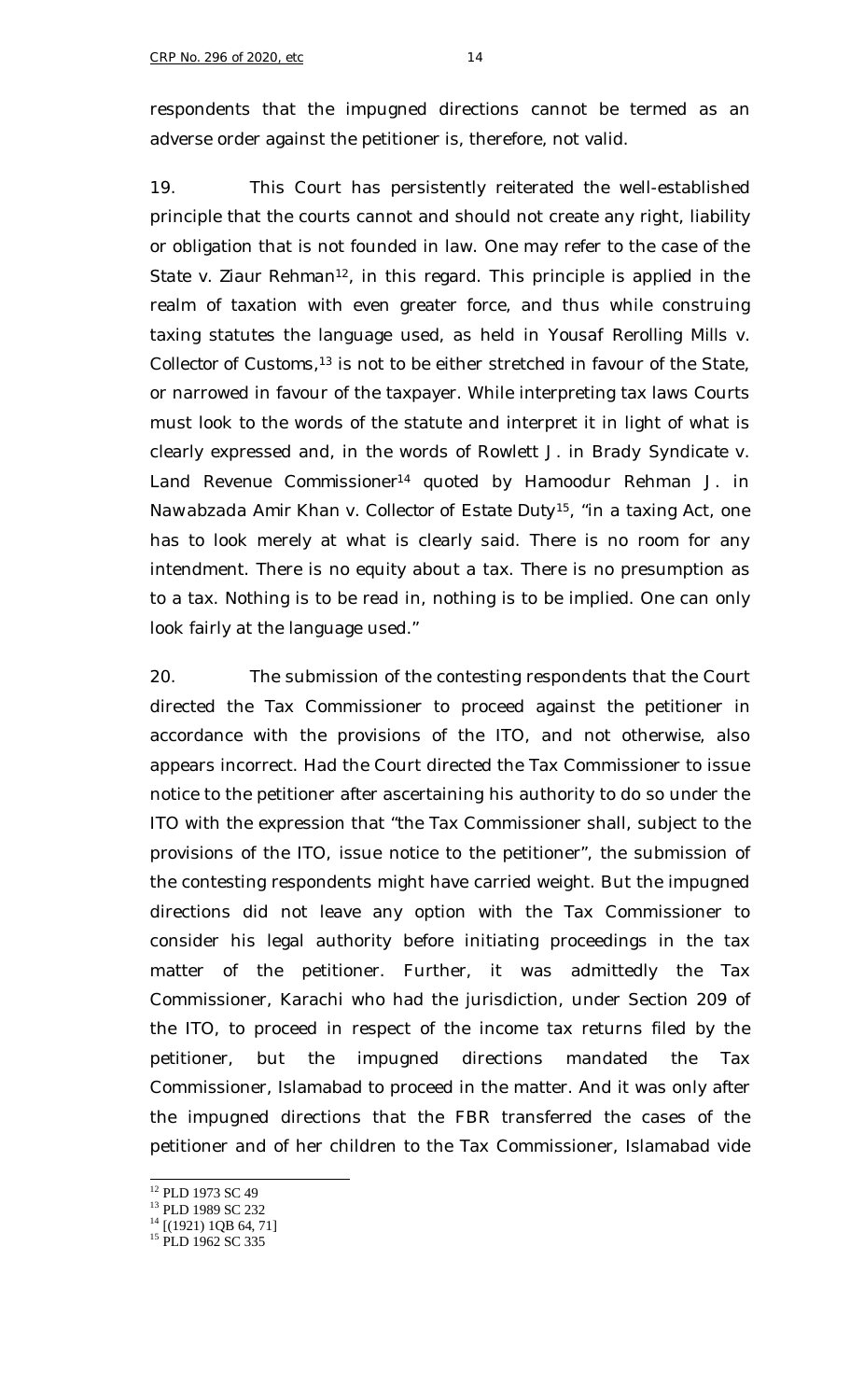respondents that the impugned directions cannot be termed as an adverse order against the petitioner is, therefore, not valid.

19. This Court has persistently reiterated the well-established principle that the courts cannot and should not create any right, liability or obligation that is not founded in law. One may refer to the case of the *State v. Ziaur Rehman*[12], in this regard. This principle is applied in the realm of taxation with even greater force, and thus while construing taxing statutes the language used, as held in *Yousaf Rerolling Mills v. Collector of Customs*,[13] is not to be either stretched in favour of the State, or narrowed in favour of the taxpayer. While interpreting tax laws Courts must look to the words of the statute and interpret it in light of what is clearly expressed and, in the words of Rowlett J. in *Brady Syndicate v. Land Revenue Commissioner*[14] quoted by Hamoodur Rehman J. in *Nawabzada Amir Khan v. Collector of Estate Duty*[15], "in a taxing Act, one has to look merely at what is clearly said. There is no room for any intendment. There is no equity about a tax. There is no presumption as to a tax. Nothing is to be read in, nothing is to be implied. One can only look fairly at the language used."

20. The submission of the contesting respondents that the Court directed the Tax Commissioner to proceed against the petitioner in accordance with the provisions of the ITO, and not otherwise, also appears incorrect. Had the Court directed the Tax Commissioner to issue notice to the petitioner after ascertaining his authority to do so under the ITO with the expression that "the Tax Commissioner shall, subject to the provisions of the ITO, issue notice to the petitioner", the submission of the contesting respondents might have carried weight. But the impugned directions did not leave any option with the Tax Commissioner to consider his legal authority before initiating proceedings in the tax matter of the petitioner. Further, it was admittedly the Tax Commissioner, Karachi who had the jurisdiction, under Section 209 of the ITO, to proceed in respect of the income tax returns filed by the petitioner, but the impugned directions mandated the Tax Commissioner, Islamabad to proceed in the matter. And it was only after the impugned directions that the FBR transferred the cases of the petitioner and of her children to the Tax Commissioner, Islamabad vide

---

[12] PLD 1973 SC 49

[13] PLD 1989 SC 232

[14] [(1921) 1QB 64, 71]

[15] PLD 1962 SC 335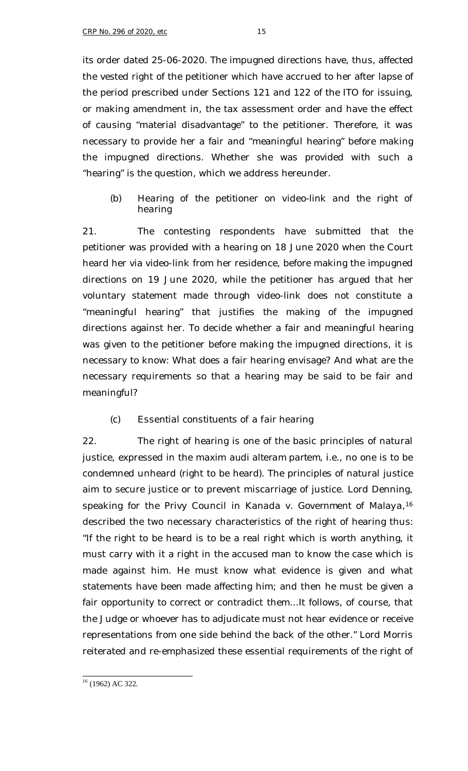its order dated 25-06-2020. The impugned directions have, thus, affected the vested right of the petitioner which have accrued to her after lapse of the period prescribed under Sections 121 and 122 of the ITO for issuing, or making amendment in, the tax assessment order and have the effect of causing "material disadvantage" to the petitioner. Therefore, it was necessary to provide her a fair and "meaningful hearing" before making the impugned directions. Whether she was provided with such a "hearing" is the question, which we address hereunder.

*(b) Hearing of the petitioner on video-link and the right of hearing*

21. The contesting respondents have submitted that the petitioner was provided with a hearing on 18 June 2020 when the Court heard her via video-link from her residence, before making the impugned directions on 19 June 2020, while the petitioner has argued that her voluntary statement made through video-link does not constitute a "meaningful hearing" that justifies the making of the impugned directions against her. To decide whether a fair and meaningful hearing was given to the petitioner before making the impugned directions, it is necessary to know: What does a fair hearing envisage? And what are the necessary requirements so that a hearing may be said to be fair and meaningful?

*(c) Essential constituents of a fair hearing*

22. The right of hearing is one of the basic principles of natural justice, expressed in the maxim *audi alteram partem*, i.e., no one is to be condemned unheard (right to be heard). The principles of natural justice aim to secure justice or to prevent miscarriage of justice. Lord Denning, speaking for the Privy Council in *Kanada v. Government of Malaya*,[16] described the two necessary characteristics of the right of hearing thus: "If the right to be heard is to be a real right which is worth anything, it must carry with it a right in the accused man to know the case which is made against him. He must know what evidence is given and what statements have been made affecting him; and then he must be given a fair opportunity to correct or contradict them…It follows, of course, that the Judge or whoever has to adjudicate must not hear evidence or receive representations from one side behind the back of the other." Lord Morris reiterated and re-emphasized these essential requirements of the right of

[16] (1962) AC 322.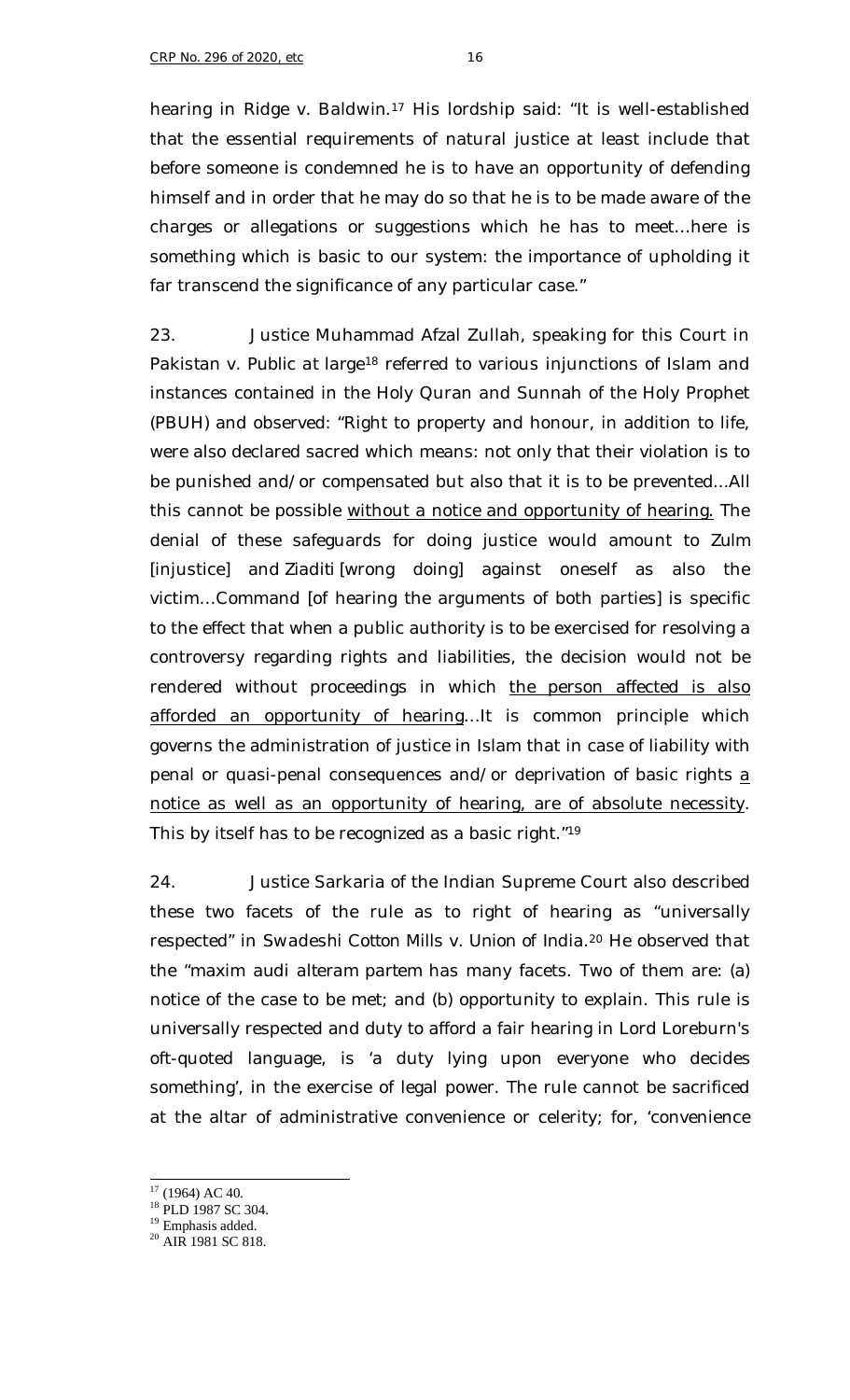hearing in Ridge v. Baldwin.[17] His lordship said: "It is well-established that the essential requirements of natural justice at least include that before someone is condemned he is to have an opportunity of defending himself and in order that he may do so that he is to be made aware of the charges or allegations or suggestions which he has to meet…here is something which is basic to our system: the importance of upholding it far transcend the significance of any particular case."

23. Justice Muhammad Afzal Zullah, speaking for this Court in *Pakistan v. Public at large*[18] referred to various injunctions of Islam and instances contained in the Holy Quran and Sunnah of the Holy Prophet (PBUH) and observed: "Right to property and honour, in addition to life, were also declared sacred which means: not only that their violation is to be punished and/or compensated but also that it is to be prevented…All this cannot be possible <u>without a notice and opportunity of hearing.</u> The denial of these safeguards for doing justice would amount to *Zulm* [injustice] and *Ziaditi* [wrong doing] against oneself as also the victim…Command [of hearing the arguments of both parties] is specific to the effect that when a public authority is to be exercised for resolving a controversy regarding rights and liabilities, the decision would not be rendered without proceedings in which <u>the person affected is also afforded an opportunity of hearing</u>…It is common principle which governs the administration of justice in Islam that in case of liability with penal or quasi-penal consequences and/or deprivation of basic rights <u>a notice as well as an opportunity of hearing, are of absolute necessity</u>. This by itself has to be recognized as a basic right."[19]

24. Justice Sarkaria of the Indian Supreme Court also described these two facets of the rule as to right of hearing as "universally respected" in *Swadeshi Cotton Mills v. Union of India*.[20] He observed that the "maxim audi alteram partem has many facets. Two of them are: (a) notice of the case to be met; and (b) opportunity to explain. This rule is universally respected and duty to afford a fair hearing in Lord Loreburn's oft-quoted language, is 'a duty lying upon everyone who decides something', in the exercise of legal power. The rule cannot be sacrificed at the altar of administrative convenience or celerity; for, 'convenience

---

[17] (1964) AC 40.

[18] PLD 1987 SC 304.

[19] Emphasis added.

[20] AIR 1981 SC 818.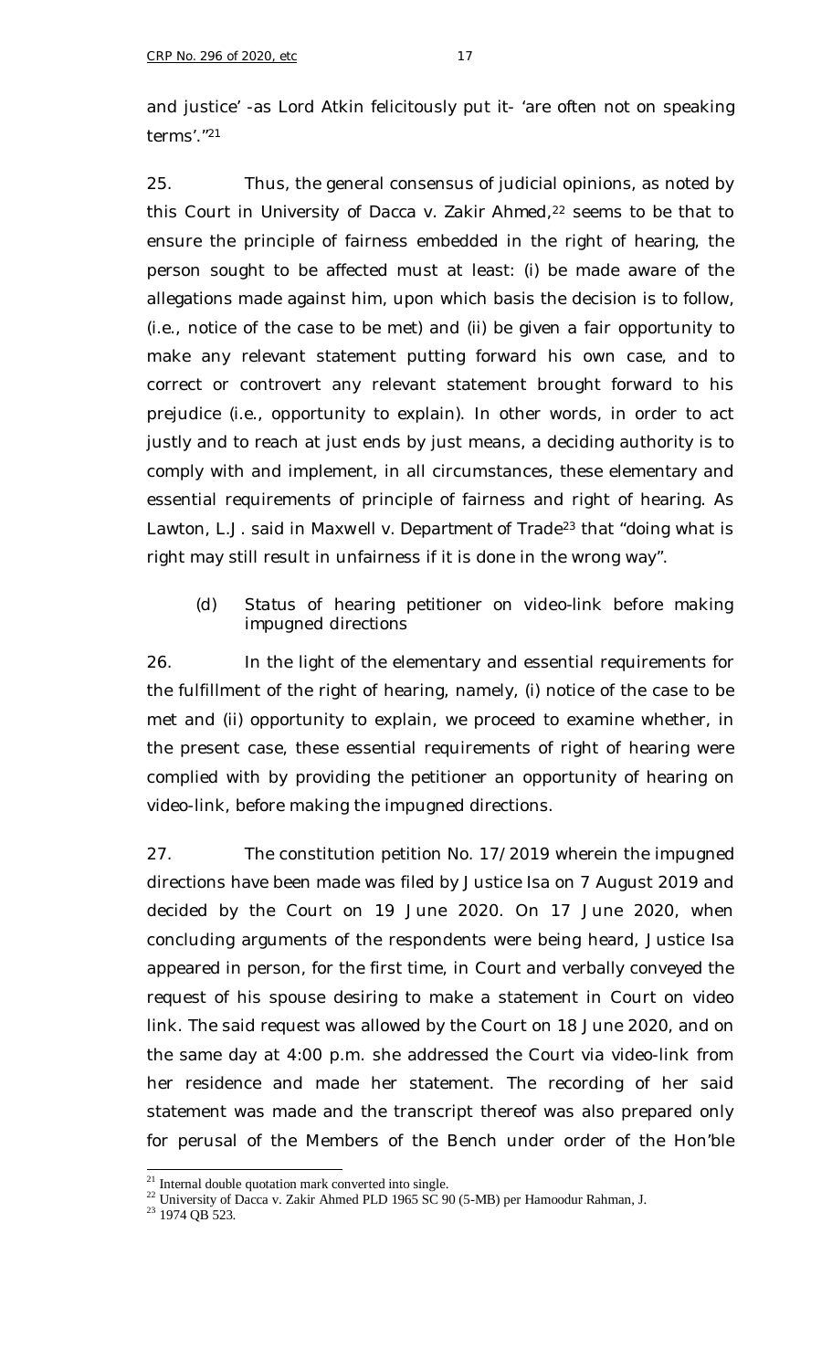and justice' -as Lord Atkin felicitously put it- 'are often not on speaking terms'."[21]

25. Thus, the general consensus of judicial opinions, as noted by this Court in *University of Dacca v. Zakir Ahmed*,[22] seems to be that to ensure the principle of fairness embedded in the right of hearing, the person sought to be affected must at least: (i) be made aware of the allegations made against him, upon which basis the decision is to follow, (i.e., notice of the case to be met) and (ii) be given a fair opportunity to make any relevant statement putting forward his own case, and to correct or controvert any relevant statement brought forward to his prejudice (i.e., opportunity to explain). In other words, in order to act justly and to reach at just ends by just means, a deciding authority is to comply with and implement, in all circumstances, these elementary and essential requirements of principle of fairness and right of hearing. As Lawton, L.J. said in *Maxwell v. Department of Trade*[23] that "doing what is right may still result in unfairness if it is done in the wrong way".

### (d) *Status of hearing petitioner on video-link before making impugned directions*

26. In the light of the elementary and essential requirements for the fulfillment of the right of hearing, namely, (i) notice of the case to be met and (ii) opportunity to explain, we proceed to examine whether, in the present case, these essential requirements of right of hearing were complied with by providing the petitioner an opportunity of hearing on video-link, before making the impugned directions.

27. The constitution petition No. 17/2019 wherein the impugned directions have been made was filed by Justice Isa on 7 August 2019 and decided by the Court on 19 June 2020. On 17 June 2020, when concluding arguments of the respondents were being heard, Justice Isa appeared in person, for the first time, in Court and verbally conveyed the request of his spouse desiring to make a statement in Court on video link. The said request was allowed by the Court on 18 June 2020, and on the same day at 4:00 p.m. she addressed the Court via video-link from her residence and made her statement. The recording of her said statement was made and the transcript thereof was also prepared only for perusal of the Members of the Bench under order of the Hon'ble

---

[21] Internal double quotation mark converted into single.

[22] University of Dacca v. Zakir Ahmed PLD 1965 SC 90 (5-MB) per Hamoodur Rahman, J.

[23] 1974 QB 523.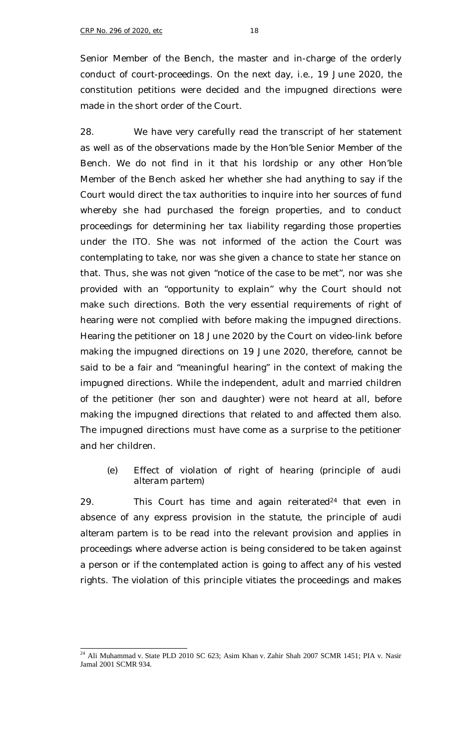Senior Member of the Bench, the master and in-charge of the orderly conduct of court-proceedings. On the next day, i.e., 19 June 2020, the constitution petitions were decided and the impugned directions were made in the short order of the Court.

28. We have very carefully read the transcript of her statement as well as of the observations made by the Hon'ble Senior Member of the Bench. We do not find in it that his lordship or any other Hon'ble Member of the Bench asked her whether she had anything to say if the Court would direct the tax authorities to inquire into her sources of fund whereby she had purchased the foreign properties, and to conduct proceedings for determining her tax liability regarding those properties under the ITO. She was not informed of the action the Court was contemplating to take, nor was she given a chance to state her stance on that. Thus, she was not given "notice of the case to be met", nor was she provided with an "opportunity to explain" why the Court should not make such directions. Both the very essential requirements of right of hearing were not complied with before making the impugned directions. Hearing the petitioner on 18 June 2020 by the Court on video-link before making the impugned directions on 19 June 2020, therefore, cannot be said to be a fair and "meaningful hearing" in the context of making the impugned directions. While the independent, adult and married children of the petitioner (her son and daughter) were not heard at all, before making the impugned directions that related to and affected them also. The impugned directions must have come as a surprise to the petitioner and her children.

### (e) *Effect of violation of right of hearing (principle of audi alteram partem)*

29. This Court has time and again reiterated[24] that even in absence of any express provision in the statute, the principle of audi alteram partem is to be read into the relevant provision and applies in proceedings where adverse action is being considered to be taken against a person or if the contemplated action is going to affect any of his vested rights. The violation of this principle vitiates the proceedings and makes

---

[24] Ali Muhammad v. State PLD 2010 SC 623; Asim Khan v. Zahir Shah 2007 SCMR 1451; PIA v. Nasir Jamal 2001 SCMR 934.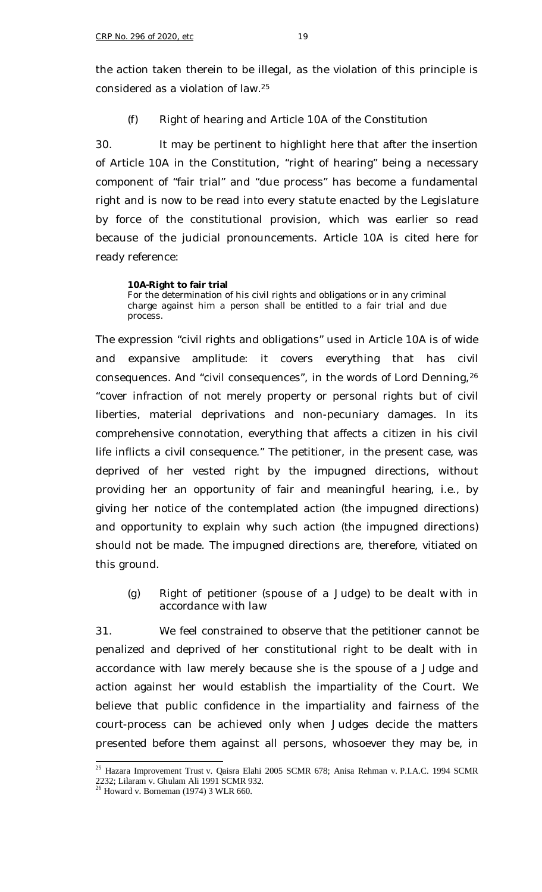the action taken therein to be illegal, as the violation of this principle is considered as a violation of law.[25]

### (f) *Right of hearing and Article 10A of the Constitution*

30. It may be pertinent to highlight here that after the insertion of Article 10A in the Constitution, "right of hearing" being a necessary component of "fair trial" and "due process" has become a fundamental right and is now to be read into every statute enacted by the Legislature by force of the constitutional provision, which was earlier so read because of the judicial pronouncements. Article 10A is cited here for ready reference:

> **10A-Right to fair trial**
> For the determination of his civil rights and obligations or in any criminal charge against him a person shall be entitled to a fair trial and due process.

The expression "civil rights and obligations" used in Article 10A is of wide and expansive amplitude: it covers everything that has civil consequences. And "civil consequences", in the words of Lord Denning,[26] "cover infraction of not merely property or personal rights but of civil liberties, material deprivations and non-pecuniary damages. In its comprehensive connotation, everything that affects a citizen in his civil life inflicts a civil consequence." The petitioner, in the present case, was deprived of her vested right by the impugned directions, without providing her an opportunity of fair and meaningful hearing, *i.e.*, by giving her notice of the contemplated action (the impugned directions) and opportunity to explain why such action (the impugned directions) should not be made. The impugned directions are, therefore, vitiated on this ground.

### (g) *Right of petitioner (spouse of a Judge) to be dealt with in accordance with law*

31. We feel constrained to observe that the petitioner cannot be penalized and deprived of her constitutional right to be dealt with in accordance with law merely because she is the spouse of a Judge and action against her would establish the impartiality of the Court. We believe that public confidence in the impartiality and fairness of the court-process can be achieved only when Judges decide the matters presented before them against all persons, whosoever they may be, in

---

[25] Hazara Improvement Trust v. Qaisra Elahi 2005 SCMR 678; Anisa Rehman v. P.I.A.C. 1994 SCMR 2232; Lilaram v. Ghulam Ali 1991 SCMR 932.

[26] Howard v. Borneman (1974) 3 WLR 660.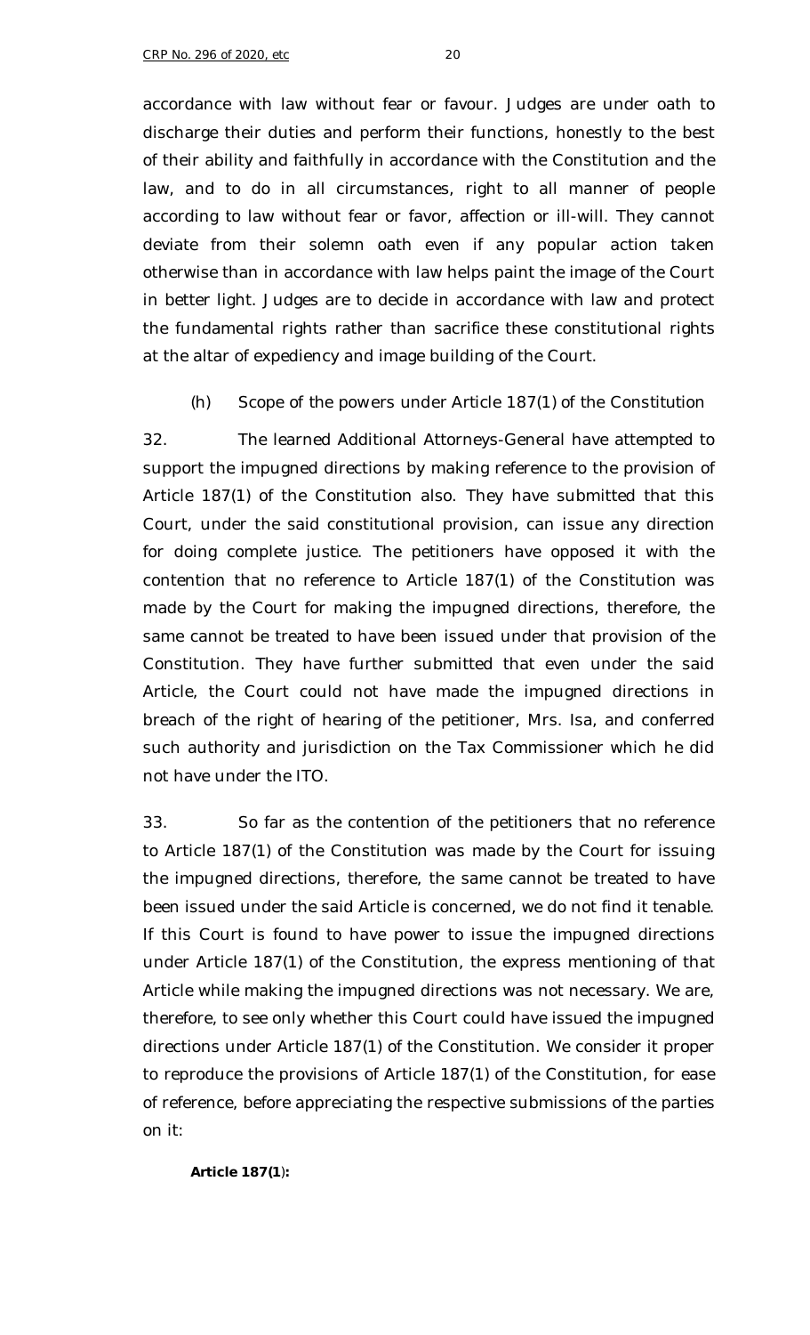accordance with law without fear or favour. Judges are under oath to discharge their duties and perform their functions, honestly to the best of their ability and faithfully in accordance with the Constitution and the law, and to do in all circumstances, right to all manner of people according to law without fear or favor, affection or ill-will. They cannot deviate from their solemn oath even if any popular action taken otherwise than in accordance with law helps paint the image of the Court in better light. Judges are to decide in accordance with law and protect the fundamental rights rather than sacrifice these constitutional rights at the altar of expediency and image building of the Court.

(h) Scope of the powers under Article 187(1) of the Constitution

32. The learned Additional Attorneys-General have attempted to support the impugned directions by making reference to the provision of Article 187(1) of the Constitution also. They have submitted that this Court, under the said constitutional provision, can issue any direction for doing complete justice. The petitioners have opposed it with the contention that no reference to Article 187(1) of the Constitution was made by the Court for making the impugned directions, therefore, the same cannot be treated to have been issued under that provision of the Constitution. They have further submitted that even under the said Article, the Court could not have made the impugned directions in breach of the right of hearing of the petitioner, Mrs. Isa, and conferred such authority and jurisdiction on the Tax Commissioner which he did not have under the ITO.

33. So far as the contention of the petitioners that no reference to Article 187(1) of the Constitution was made by the Court for issuing the impugned directions, therefore, the same cannot be treated to have been issued under the said Article is concerned, we do not find it tenable. If this Court is found to have power to issue the impugned directions under Article 187(1) of the Constitution, the express mentioning of that Article while making the impugned directions was not necessary. We are, therefore, to see only whether this Court could have issued the impugned directions under Article 187(1) of the Constitution. We consider it proper to reproduce the provisions of Article 187(1) of the Constitution, for ease of reference, before appreciating the respective submissions of the parties on it:

**Article 187(1):**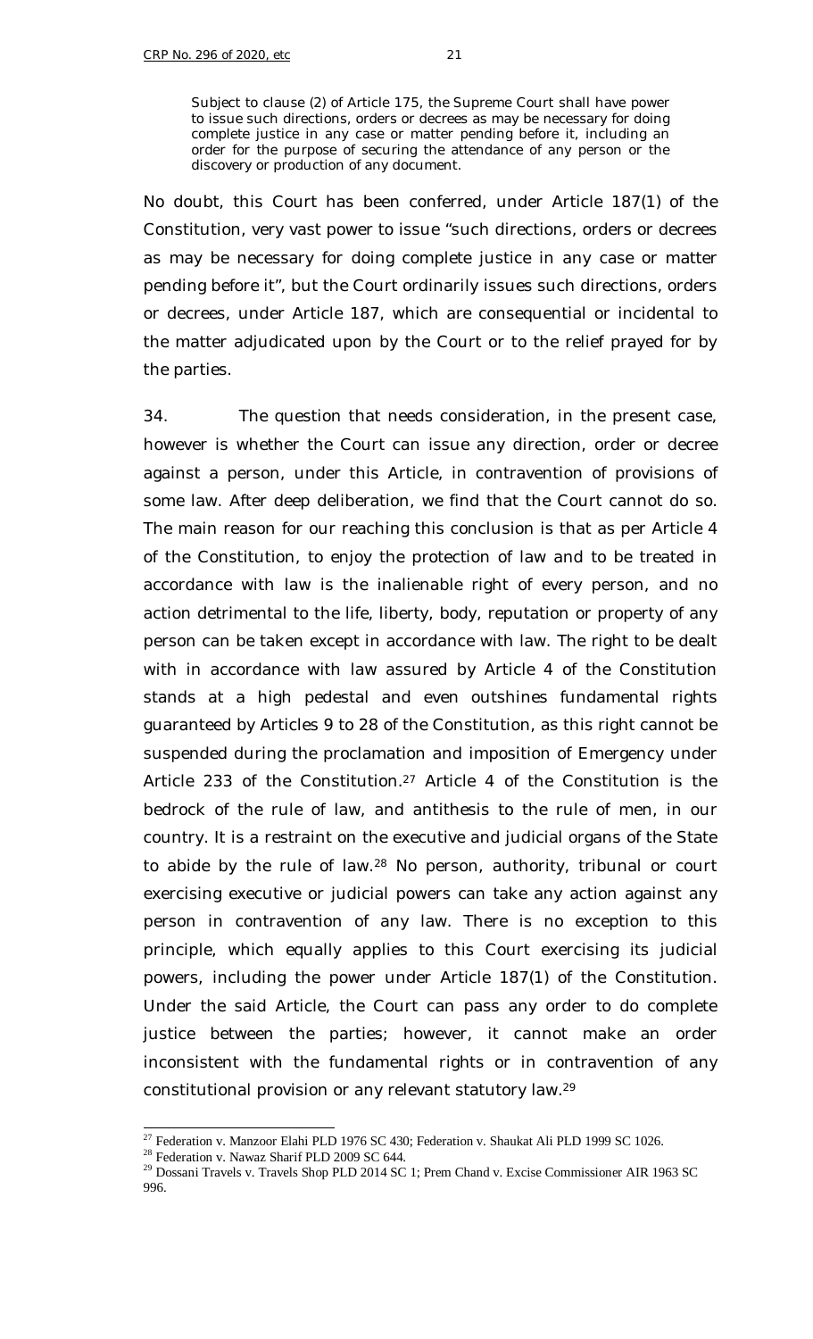> Subject to clause (2) of Article 175, the Supreme Court shall have power to issue such directions, orders or decrees as may be necessary for doing complete justice in any case or matter pending before it, including an order for the purpose of securing the attendance of any person or the discovery or production of any document.

No doubt, this Court has been conferred, under Article 187(1) of the Constitution, very vast power to issue "such directions, orders or decrees as may be necessary for doing complete justice in any case or matter pending before it", but the Court ordinarily issues such directions, orders or decrees, under Article 187, which are consequential or incidental to the matter adjudicated upon by the Court or to the relief prayed for by the parties.

34. The question that needs consideration, in the present case, however is whether the Court can issue any direction, order or decree against a person, under this Article, in contravention of provisions of some law. After deep deliberation, we find that the Court cannot do so. The main reason for our reaching this conclusion is that as per Article 4 of the Constitution, to enjoy the protection of law and to be treated in accordance with law is the inalienable right of every person, and no action detrimental to the life, liberty, body, reputation or property of any person can be taken except in accordance with law. The right to be dealt with in accordance with law assured by Article 4 of the Constitution stands at a high pedestal and even outshines fundamental rights guaranteed by Articles 9 to 28 of the Constitution, as this right cannot be suspended during the proclamation and imposition of Emergency under Article 233 of the Constitution.[27] Article 4 of the Constitution is the bedrock of the rule of law, and antithesis to the rule of men, in our country. It is a restraint on the executive and judicial organs of the State to abide by the rule of law.[28] No person, authority, tribunal or court exercising executive or judicial powers can take any action against any person in contravention of any law. There is no exception to this principle, which equally applies to this Court exercising its judicial powers, including the power under Article 187(1) of the Constitution. Under the said Article, the Court can pass any order to do complete justice between the parties; however, it cannot make an order inconsistent with the fundamental rights or in contravention of any constitutional provision or any relevant statutory law.[29]

---

[27] Federation v. Manzoor Elahi PLD 1976 SC 430; Federation v. Shaukat Ali PLD 1999 SC 1026.

[28] Federation v. Nawaz Sharif PLD 2009 SC 644.

[29] Dossani Travels v. Travels Shop PLD 2014 SC 1; Prem Chand v. Excise Commissioner AIR 1963 SC 996.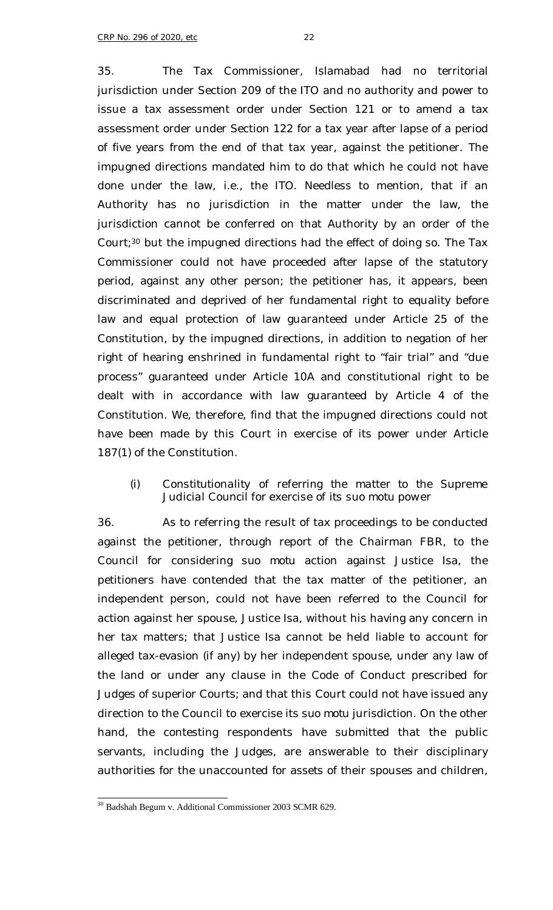35. The Tax Commissioner, Islamabad had no territorial jurisdiction under Section 209 of the ITO and no authority and power to issue a tax assessment order under Section 121 or to amend a tax assessment order under Section 122 for a tax year after lapse of a period of five years from the end of that tax year, against the petitioner. The impugned directions mandated him to do that which he could not have done under the law, i.e., the ITO. Needless to mention, that if an Authority has no jurisdiction in the matter under the law, the jurisdiction cannot be conferred on that Authority by an order of the Court;[30] but the impugned directions had the effect of doing so. The Tax Commissioner could not have proceeded after lapse of the statutory period, against any other person; the petitioner has, it appears, been discriminated and deprived of her fundamental right to equality before law and equal protection of law guaranteed under Article 25 of the Constitution, by the impugned directions, in addition to negation of her right of hearing enshrined in fundamental right to "fair trial" and "due process" guaranteed under Article 10A and constitutional right to be dealt with in accordance with law guaranteed by Article 4 of the Constitution. We, therefore, find that the impugned directions could not have been made by this Court in exercise of its power under Article 187(1) of the Constitution.

(i) *Constitutionality of referring the matter to the Supreme Judicial Council for exercise of its suo motu power*

36. As to referring the result of tax proceedings to be conducted against the petitioner, through report of the Chairman FBR, to the Council for considering suo motu action against Justice Isa, the petitioners have contended that the tax matter of the petitioner, an independent person, could not have been referred to the Council for action against her spouse, Justice Isa, without his having any concern in her tax matters; that Justice Isa cannot be held liable to account for alleged tax-evasion (if any) by her independent spouse, under any law of the land or under any clause in the Code of Conduct prescribed for Judges of superior Courts; and that this Court could not have issued any direction to the Council to exercise its *suo motu* jurisdiction. On the other hand, the contesting respondents have submitted that the public servants, including the Judges, are answerable to their disciplinary authorities for the unaccounted for assets of their spouses and children,

[30] Badshah Begum v. Additional Commissioner 2003 SCMR 629.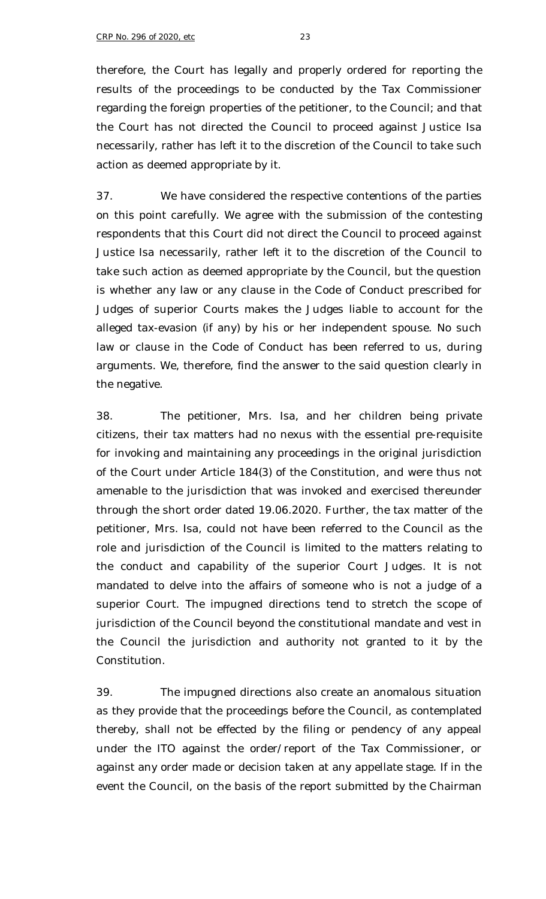therefore, the Court has legally and properly ordered for reporting the results of the proceedings to be conducted by the Tax Commissioner regarding the foreign properties of the petitioner, to the Council; and that the Court has not directed the Council to proceed against Justice Isa necessarily, rather has left it to the discretion of the Council to take such action as deemed appropriate by it.

37. We have considered the respective contentions of the parties on this point carefully. We agree with the submission of the contesting respondents that this Court did not direct the Council to proceed against Justice Isa necessarily, rather left it to the discretion of the Council to take such action as deemed appropriate by the Council, but the question is whether any law or any clause in the Code of Conduct prescribed for Judges of superior Courts makes the Judges liable to account for the alleged tax-evasion (if any) by his or her independent spouse. No such law or clause in the Code of Conduct has been referred to us, during arguments. We, therefore, find the answer to the said question clearly in the negative.

38. The petitioner, Mrs. Isa, and her children being private citizens, their tax matters had no nexus with the essential pre-requisite for invoking and maintaining any proceedings in the original jurisdiction of the Court under Article 184(3) of the Constitution, and were thus not amenable to the jurisdiction that was invoked and exercised thereunder through the short order dated 19.06.2020. Further, the tax matter of the petitioner, Mrs. Isa, could not have been referred to the Council as the role and jurisdiction of the Council is limited to the matters relating to the conduct and capability of the superior Court Judges. It is not mandated to delve into the affairs of someone who is not a judge of a superior Court. The impugned directions tend to stretch the scope of jurisdiction of the Council beyond the constitutional mandate and vest in the Council the jurisdiction and authority not granted to it by the Constitution.

39. The impugned directions also create an anomalous situation as they provide that the proceedings before the Council, as contemplated thereby, shall not be effected by the filing or pendency of any appeal under the ITO against the order/report of the Tax Commissioner, or against any order made or decision taken at any appellate stage. If in the event the Council, on the basis of the report submitted by the Chairman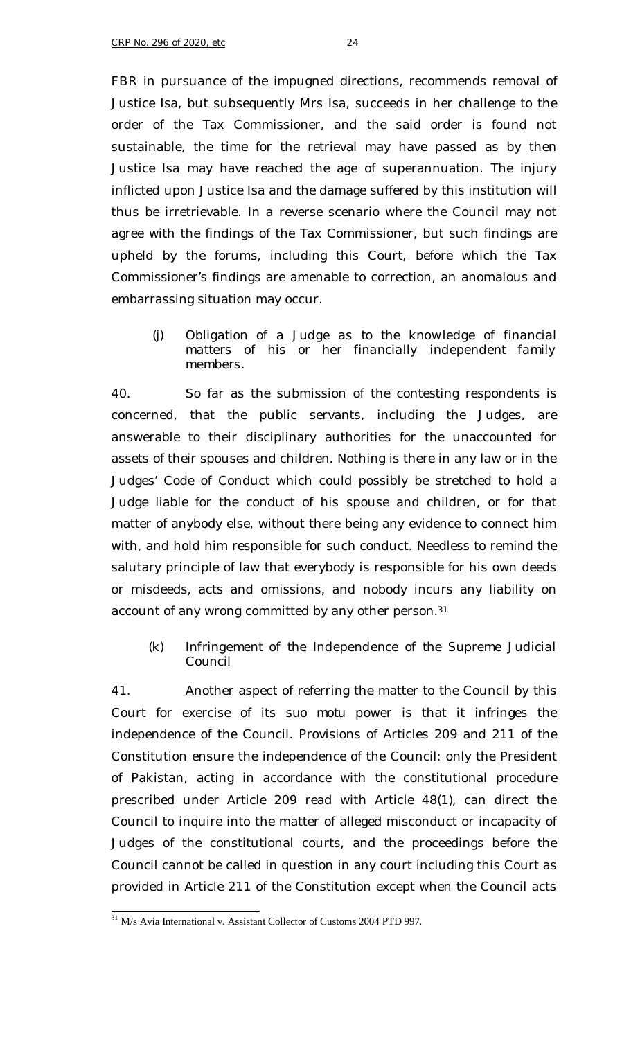FBR in pursuance of the impugned directions, recommends removal of Justice Isa, but subsequently Mrs Isa, succeeds in her challenge to the order of the Tax Commissioner, and the said order is found not sustainable, the time for the retrieval may have passed as by then Justice Isa may have reached the age of superannuation. The injury inflicted upon Justice Isa and the damage suffered by this institution will thus be irretrievable. In a reverse scenario where the Council may not agree with the findings of the Tax Commissioner, but such findings are upheld by the forums, including this Court, before which the Tax Commissioner's findings are amenable to correction, an anomalous and embarrassing situation may occur.

(j) *Obligation of a Judge as to the knowledge of financial matters of his or her financially independent family members.*

40. So far as the submission of the contesting respondents is concerned, that the public servants, including the Judges, are answerable to their disciplinary authorities for the unaccounted for assets of their spouses and children. Nothing is there in any law or in the Judges' Code of Conduct which could possibly be stretched to hold a Judge liable for the conduct of his spouse and children, or for that matter of anybody else, without there being any evidence to connect him with, and hold him responsible for such conduct. Needless to remind the salutary principle of law that everybody is responsible for his own deeds or misdeeds, acts and omissions, and nobody incurs any liability on account of any wrong committed by any other person.[31]

(k) *Infringement of the Independence of the Supreme Judicial Council*

41. Another aspect of referring the matter to the Council by this Court for exercise of its suo motu power is that it infringes the independence of the Council. Provisions of Articles 209 and 211 of the Constitution ensure the independence of the Council: only the President of Pakistan, acting in accordance with the constitutional procedure prescribed under Article 209 read with Article 48(1), can direct the Council to inquire into the matter of alleged misconduct or incapacity of Judges of the constitutional courts, and the proceedings before the Council cannot be called in question in any court including this Court as provided in Article 211 of the Constitution except when the Council acts

[31] M/s Avia International v. Assistant Collector of Customs 2004 PTD 997.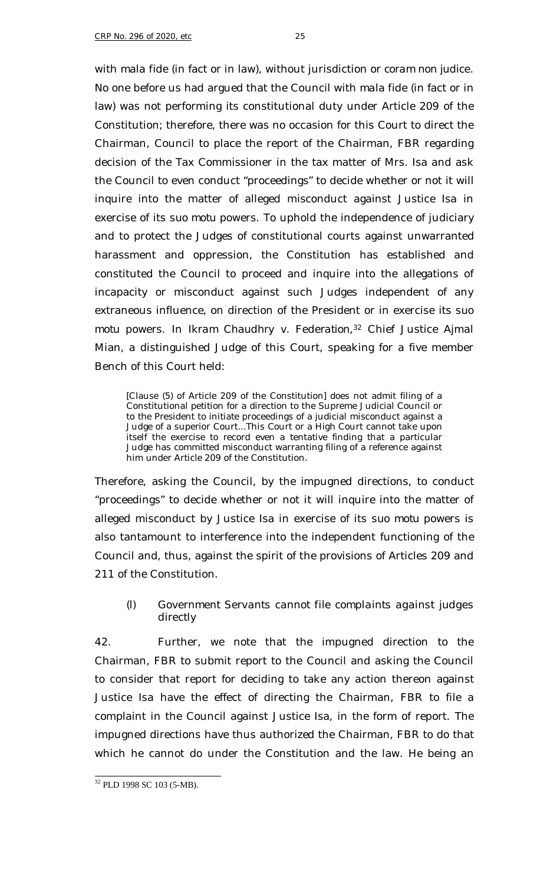with *mala fide* (in fact or in law), without jurisdiction or *coram non judice*. No one before us had argued that the Council with *mala fide* (in fact or in law) was not performing its constitutional duty under Article 209 of the Constitution; therefore, there was no occasion for this Court to direct the Chairman, Council to place the report of the Chairman, FBR regarding decision of the Tax Commissioner in the tax matter of Mrs. Isa and ask the Council to even conduct "proceedings" to decide whether or not it will inquire into the matter of alleged misconduct against Justice Isa in exercise of its *suo motu* powers. To uphold the independence of judiciary and to protect the Judges of constitutional courts against unwarranted harassment and oppression, the Constitution has established and constituted the Council to proceed and inquire into the allegations of incapacity or misconduct against such Judges independent of any extraneous influence, on direction of the President or in exercise its *suo motu* powers. In *Ikram Chaudhry v. Federation,*[32] Chief Justice Ajmal Mian, a distinguished Judge of this Court, speaking for a five member Bench of this Court held:

> [Clause (5) of Article 209 of the Constitution] does not admit filing of a Constitutional petition for a direction to the Supreme Judicial Council or to the President to initiate proceedings of a judicial misconduct against a Judge of a superior Court...This Court or a High Court cannot take upon itself the exercise to record even a tentative finding that a particular Judge has committed misconduct warranting filing of a reference against him under Article 209 of the Constitution.

Therefore, asking the Council, by the impugned directions, to conduct "proceedings" to decide whether or not it will inquire into the matter of alleged misconduct by Justice Isa in exercise of its *suo motu* powers is also tantamount to interference into the independent functioning of the Council and, thus, against the spirit of the provisions of Articles 209 and 211 of the Constitution.

(l) *Government Servants cannot file complaints against judges directly*

42. Further, we note that the impugned direction to the Chairman, FBR to submit report to the Council and asking the Council to consider that report for deciding to take any action thereon against Justice Isa have the effect of directing the Chairman, FBR to file a complaint in the Council against Justice Isa, in the form of report. The impugned directions have thus authorized the Chairman, FBR to do that which he cannot do under the Constitution and the law. He being an

[32] PLD 1998 SC 103 (5-MB).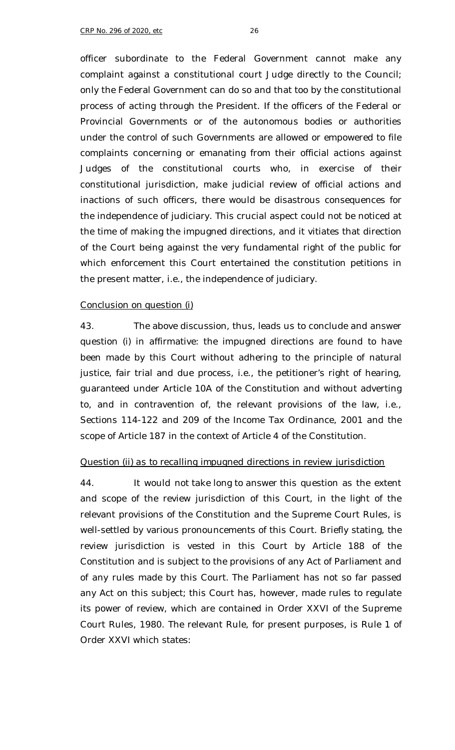officer subordinate to the Federal Government cannot make any complaint against a constitutional court Judge directly to the Council; only the Federal Government can do so and that too by the constitutional process of acting through the President. If the officers of the Federal or Provincial Governments or of the autonomous bodies or authorities under the control of such Governments are allowed or empowered to file complaints concerning or emanating from their official actions against Judges of the constitutional courts who, in exercise of their constitutional jurisdiction, make judicial review of official actions and inactions of such officers, there would be disastrous consequences for the independence of judiciary. This crucial aspect could not be noticed at the time of making the impugned directions, and it vitiates that direction of the Court being against the very fundamental right of the public for which enforcement this Court entertained the constitution petitions in the present matter, i.e., the independence of judiciary.

Conclusion on question (i)

43. The above discussion, thus, leads us to conclude and answer question (i) in affirmative: the impugned directions are found to have been made by this Court without adhering to the principle of natural justice, fair trial and due process, i.e., the petitioner's right of hearing, guaranteed under Article 10A of the Constitution and without adverting to, and in contravention of, the relevant provisions of the law, i.e., Sections 114-122 and 209 of the Income Tax Ordinance, 2001 and the scope of Article 187 in the context of Article 4 of the Constitution.

Question (ii) as to recalling impugned directions in review jurisdiction

44. It would not take long to answer this question as the extent and scope of the review jurisdiction of this Court, in the light of the relevant provisions of the Constitution and the Supreme Court Rules, is well-settled by various pronouncements of this Court. Briefly stating, the review jurisdiction is vested in this Court by Article 188 of the Constitution and is subject to the provisions of any Act of Parliament and of any rules made by this Court. The Parliament has not so far passed any Act on this subject; this Court has, however, made rules to regulate its power of review, which are contained in Order XXVI of the Supreme Court Rules, 1980. The relevant Rule, for present purposes, is Rule 1 of Order XXVI which states: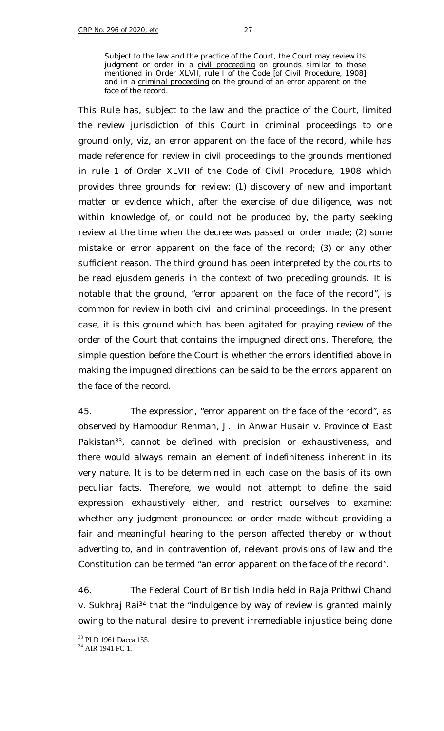> Subject to the law and the practice of the Court, the Court may review its judgment or order in a civil proceeding on grounds similar to those mentioned in Order XLVII, rule I of the Code [of Civil Procedure, 1908] and in a criminal proceeding on the ground of an error apparent on the face of the record.

This Rule has, subject to the law and the practice of the Court, limited the review jurisdiction of this Court in criminal proceedings to one ground only, viz, an error apparent on the face of the record, while has made reference for review in civil proceedings to the grounds mentioned in rule 1 of Order XLVII of the Code of Civil Procedure, 1908 which provides three grounds for review: (1) discovery of new and important matter or evidence which, after the exercise of due diligence, was not within knowledge of, or could not be produced by, the party seeking review at the time when the decree was passed or order made; (2) some mistake or error apparent on the face of the record; (3) or any other sufficient reason. The third ground has been interpreted by the courts to be read *ejusdem generis* in the context of two preceding grounds. It is notable that the ground, "error apparent on the face of the record", is common for review in both civil and criminal proceedings. In the present case, it is this ground which has been agitated for praying review of the order of the Court that contains the impugned directions. Therefore, the simple question before the Court is whether the errors identified above in making the impugned directions can be said to be the errors apparent on the face of the record.

45. The expression, "error apparent on the face of the record", as observed by Hamoodur Rehman, J. in *Anwar Husain v. Province of East Pakistan*[33], cannot be defined with precision or exhaustiveness, and there would always remain an element of indefiniteness inherent in its very nature. It is to be determined in each case on the basis of its own peculiar facts. Therefore, we would not attempt to define the said expression exhaustively either, and restrict ourselves to examine: whether any judgment pronounced or order made without providing a fair and meaningful hearing to the person affected thereby or without adverting to, and in contravention of, relevant provisions of law and the Constitution can be termed "an error apparent on the face of the record".

46. The Federal Court of British India held in *Raja Prithwi Chand v. Sukhraj Rai*[34] that the "indulgence by way of review is granted mainly owing to the natural desire to prevent irremediable injustice being done

---

[33] PLD 1961 Dacca 155.

[34] AIR 1941 FC 1.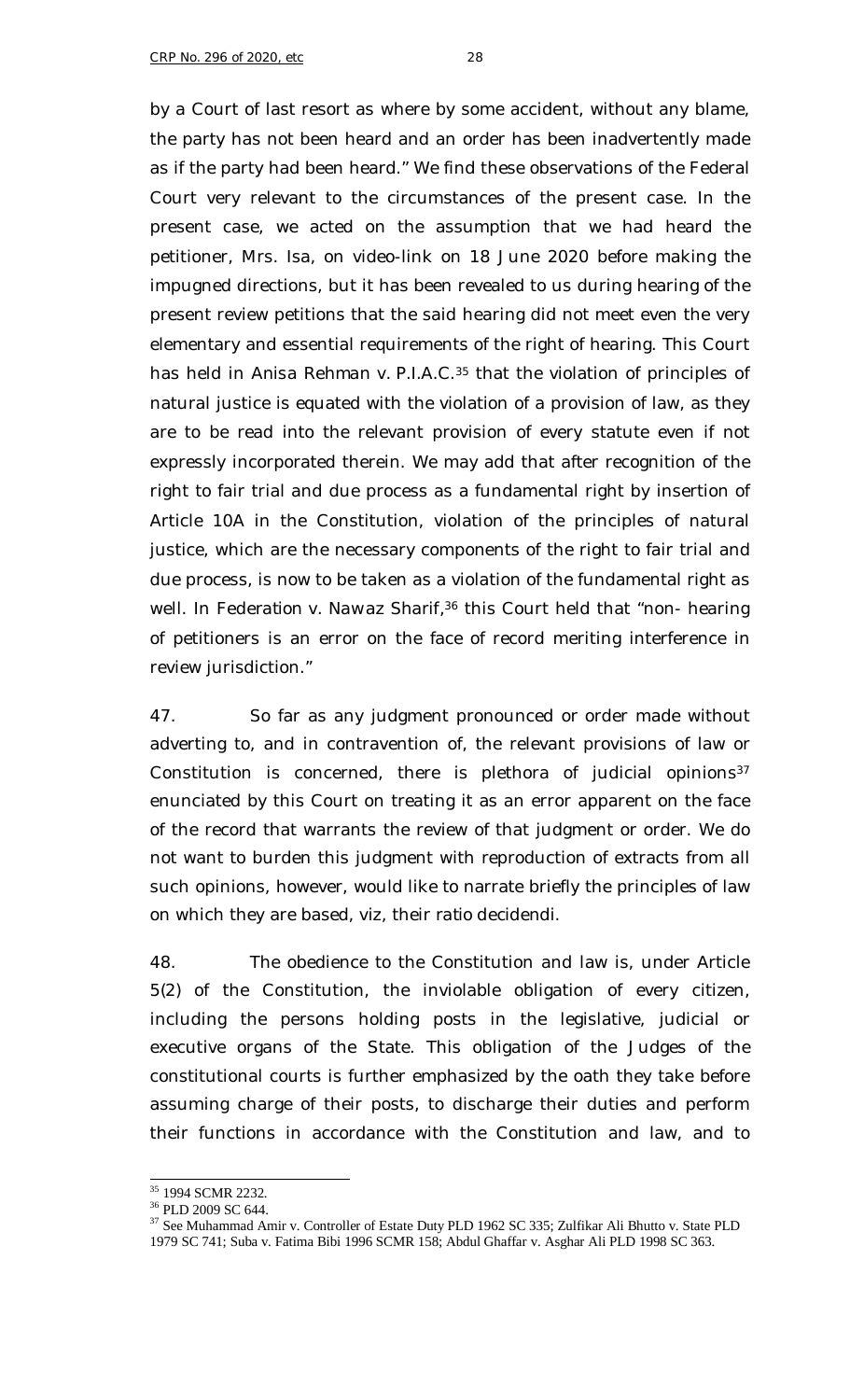by a Court of last resort as where by some accident, without any blame, the party has not been heard and an order has been inadvertently made as if the party had been heard." We find these observations of the Federal Court very relevant to the circumstances of the present case. In the present case, we acted on the assumption that we had heard the petitioner, Mrs. Isa, on video-link on 18 June 2020 before making the impugned directions, but it has been revealed to us during hearing of the present review petitions that the said hearing did not meet even the very elementary and essential requirements of the right of hearing. This Court has held in *Anisa Rehman v. P.I.A.C.*[35] that the violation of principles of natural justice is equated with the violation of a provision of law, as they are to be read into the relevant provision of every statute even if not expressly incorporated therein. We may add that after recognition of the right to fair trial and due process as a fundamental right by insertion of Article 10A in the Constitution, violation of the principles of natural justice, which are the necessary components of the right to fair trial and due process, is now to be taken as a violation of the fundamental right as well. In *Federation v. Nawaz Sharif*,[36] this Court held that "non- hearing of petitioners is an error on the face of record meriting interference in review jurisdiction."

47. So far as any judgment pronounced or order made without adverting to, and in contravention of, the relevant provisions of law or Constitution is concerned, there is plethora of judicial opinions[37] enunciated by this Court on treating it as an error apparent on the face of the record that warrants the review of that judgment or order. We do not want to burden this judgment with reproduction of extracts from all such opinions, however, would like to narrate briefly the principles of law on which they are based, viz, their *ratio decidendi*.

48. The obedience to the Constitution and law is, under Article 5(2) of the Constitution, the inviolable obligation of every citizen, including the persons holding posts in the legislative, judicial or executive organs of the State. This obligation of the Judges of the constitutional courts is further emphasized by the oath they take before assuming charge of their posts, to discharge their duties and perform their functions in accordance with the Constitution and law, and to

---

[35] 1994 SCMR 2232.

[36] PLD 2009 SC 644.

[37] See Muhammad Amir v. Controller of Estate Duty PLD 1962 SC 335; Zulfikar Ali Bhutto v. State PLD 1979 SC 741; Suba v. Fatima Bibi 1996 SCMR 158; Abdul Ghaffar v. Asghar Ali PLD 1998 SC 363.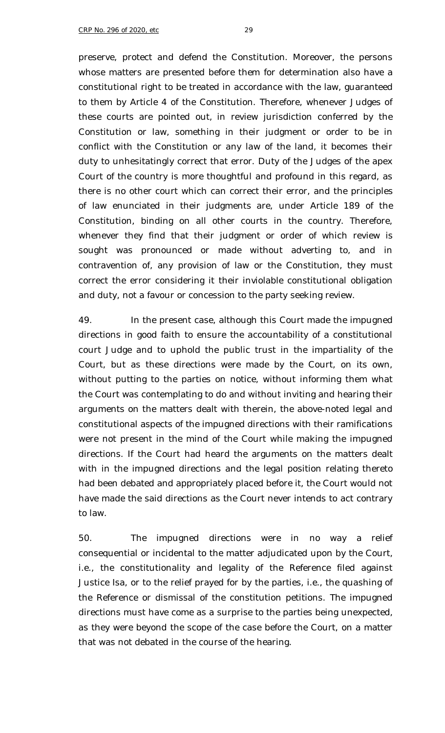preserve, protect and defend the Constitution. Moreover, the persons whose matters are presented before them for determination also have a constitutional right to be treated in accordance with the law, guaranteed to them by Article 4 of the Constitution. Therefore, whenever Judges of these courts are pointed out, in review jurisdiction conferred by the Constitution or law, something in their judgment or order to be in conflict with the Constitution or any law of the land, it becomes their duty to unhesitatingly correct that error. Duty of the Judges of the apex Court of the country is more thoughtful and profound in this regard, as there is no other court which can correct their error, and the principles of law enunciated in their judgments are, under Article 189 of the Constitution, binding on all other courts in the country. Therefore, whenever they find that their judgment or order of which review is sought was pronounced or made without adverting to, and in contravention of, any provision of law or the Constitution, they must correct the error considering it their inviolable constitutional obligation and duty, not a favour or concession to the party seeking review.

49. In the present case, although this Court made the impugned directions in good faith to ensure the accountability of a constitutional court Judge and to uphold the public trust in the impartiality of the Court, but as these directions were made by the Court, on its own, without putting to the parties on notice, without informing them what the Court was contemplating to do and without inviting and hearing their arguments on the matters dealt with therein, the above-noted legal and constitutional aspects of the impugned directions with their ramifications were not present in the mind of the Court while making the impugned directions. If the Court had heard the arguments on the matters dealt with in the impugned directions and the legal position relating thereto had been debated and appropriately placed before it, the Court would not have made the said directions as the Court never intends to act contrary to law.

50. The impugned directions were in no way a relief consequential or incidental to the matter adjudicated upon by the Court, i.e., the constitutionality and legality of the Reference filed against Justice Isa, or to the relief prayed for by the parties, i.e., the quashing of the Reference or dismissal of the constitution petitions. The impugned directions must have come as a surprise to the parties being unexpected, as they were beyond the scope of the case before the Court, on a matter that was not debated in the course of the hearing.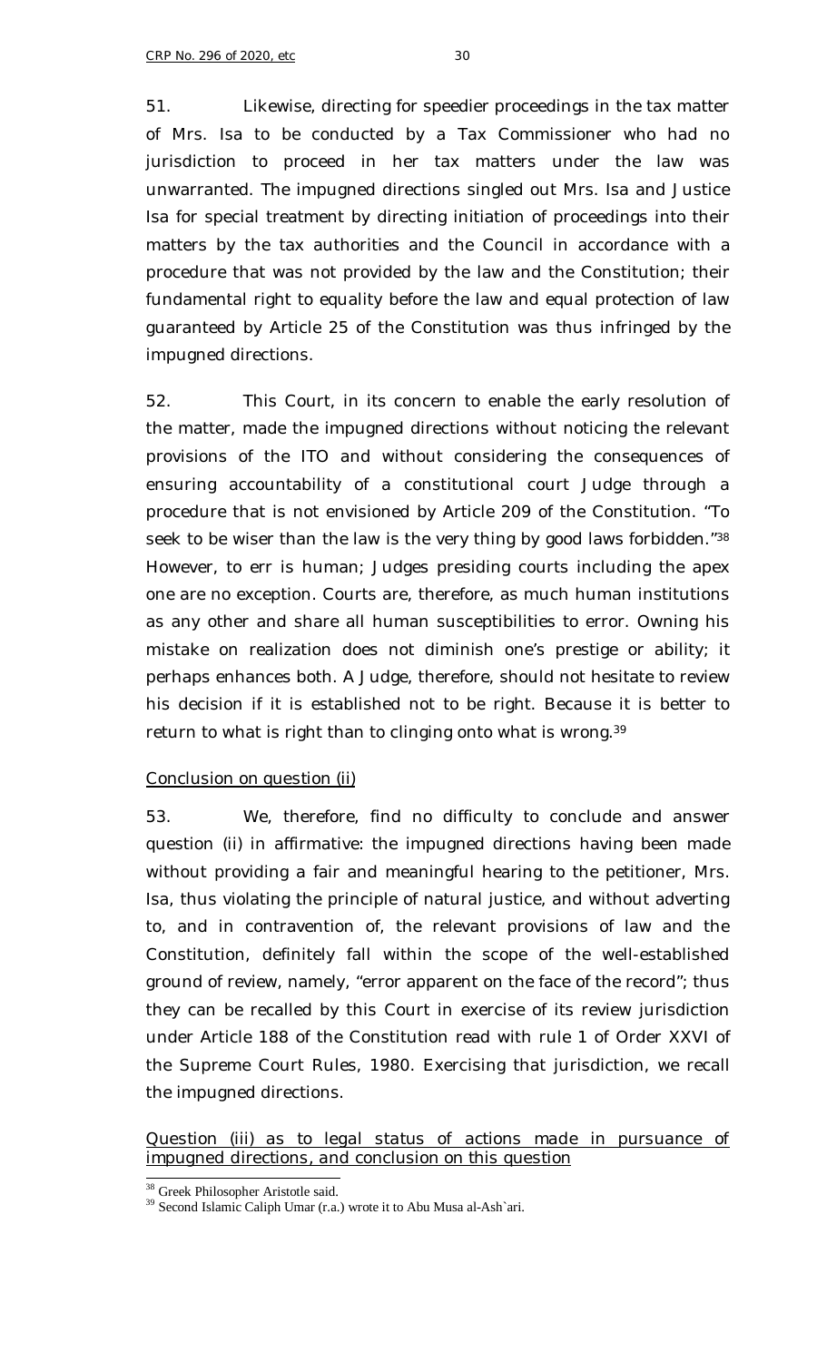51. Likewise, directing for speedier proceedings in the tax matter of Mrs. Isa to be conducted by a Tax Commissioner who had no jurisdiction to proceed in her tax matters under the law was unwarranted. The impugned directions singled out Mrs. Isa and Justice Isa for special treatment by directing initiation of proceedings into their matters by the tax authorities and the Council in accordance with a procedure that was not provided by the law and the Constitution; their fundamental right to equality before the law and equal protection of law guaranteed by Article 25 of the Constitution was thus infringed by the impugned directions.

52. This Court, in its concern to enable the early resolution of the matter, made the impugned directions without noticing the relevant provisions of the ITO and without considering the consequences of ensuring accountability of a constitutional court Judge through a procedure that is not envisioned by Article 209 of the Constitution. "To seek to be wiser than the law is the very thing by good laws forbidden."[38] However, to err is human; Judges presiding courts including the apex one are no exception. Courts are, therefore, as much human institutions as any other and share all human susceptibilities to error. Owning his mistake on realization does not diminish one's prestige or ability; it perhaps enhances both. A Judge, therefore, should not hesitate to review his decision if it is established not to be right. Because it is better to return to what is right than to clinging onto what is wrong.[39]

<u>Conclusion on question (ii)</u>

53. We, therefore, find no difficulty to conclude and answer question (ii) in affirmative: the impugned directions having been made without providing a fair and meaningful hearing to the petitioner, Mrs. Isa, thus violating the principle of natural justice, and without adverting to, and in contravention of, the relevant provisions of law and the Constitution, definitely fall within the scope of the well-established ground of review, namely, "error apparent on the face of the record"; thus they can be recalled by this Court in exercise of its review jurisdiction under Article 188 of the Constitution read with rule 1 of Order XXVI of the Supreme Court Rules, 1980. Exercising that jurisdiction, we recall the impugned directions.

<u>Question (iii) as to legal status of actions made in pursuance of impugned directions, and conclusion on this question</u>

---

[38] Greek Philosopher Aristotle said.

[39] Second Islamic Caliph Umar (r.a.) wrote it to Abu Musa al-Ash`ari.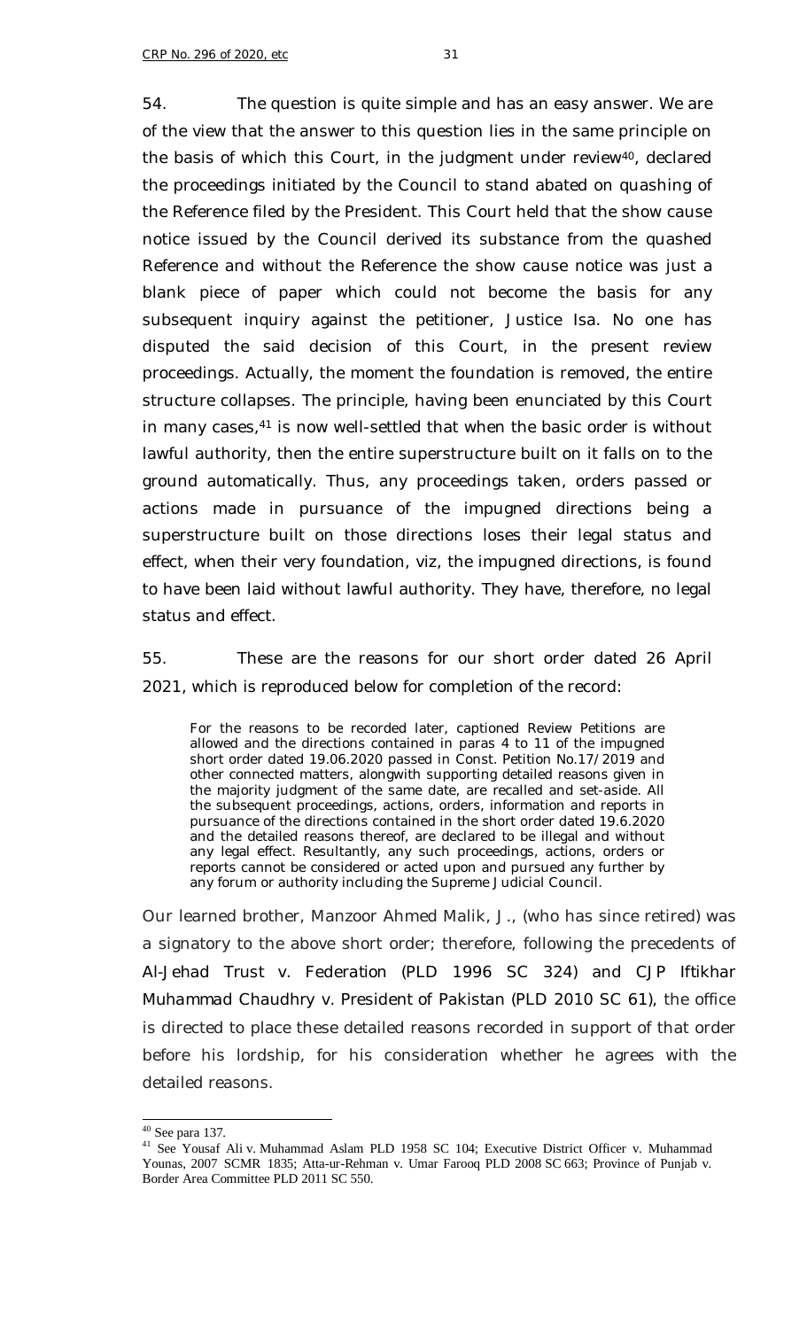54. The question is quite simple and has an easy answer. We are of the view that the answer to this question lies in the same principle on the basis of which this Court, in the judgment under review[40], declared the proceedings initiated by the Council to stand abated on quashing of the Reference filed by the President. This Court held that the show cause notice issued by the Council derived its substance from the quashed Reference and without the Reference the show cause notice was just a blank piece of paper which could not become the basis for any subsequent inquiry against the petitioner, Justice Isa. No one has disputed the said decision of this Court, in the present review proceedings. Actually, the moment the foundation is removed, the entire structure collapses. The principle, having been enunciated by this Court in many cases,[41] is now well-settled that when the basic order is without lawful authority, then the entire superstructure built on it falls on to the ground automatically. Thus, any proceedings taken, orders passed or actions made in pursuance of the impugned directions being a superstructure built on those directions loses their legal status and effect, when their very foundation, viz, the impugned directions, is found to have been laid without lawful authority. They have, therefore, no legal status and effect.

55. These are the reasons for our short order dated 26 April 2021, which is reproduced below for completion of the record:

> For the reasons to be recorded later, captioned Review Petitions are allowed and the directions contained in paras 4 to 11 of the impugned short order dated 19.06.2020 passed in Const. Petition No.17/2019 and other connected matters, alongwith supporting detailed reasons given in the majority judgment of the same date, are recalled and set-aside. All the subsequent proceedings, actions, orders, information and reports in pursuance of the directions contained in the short order dated 19.6.2020 and the detailed reasons thereof, are declared to be illegal and without any legal effect. Resultantly, any such proceedings, actions, orders or reports cannot be considered or acted upon and pursued any further by any forum or authority including the Supreme Judicial Council.

Our learned brother, Manzoor Ahmed Malik, J., (who has since retired) was a signatory to the above short order; therefore, following the precedents of *Al-Jehad Trust v. Federation* (PLD 1996 SC 324) and *CJP Iftikhar Muhammad Chaudhry v. President of Pakistan* (PLD 2010 SC 61), the office is directed to place these detailed reasons recorded in support of that order before his lordship, for his consideration whether he agrees with the detailed reasons.

---

[40] See para 137.

[41] See Yousaf Ali v. Muhammad Aslam PLD 1958 SC 104; Executive District Officer v. Muhammad Younas, 2007 SCMR 1835; Atta-ur-Rehman v. Umar Farooq PLD 2008 SC 663; Province of Punjab v. Border Area Committee PLD 2011 SC 550.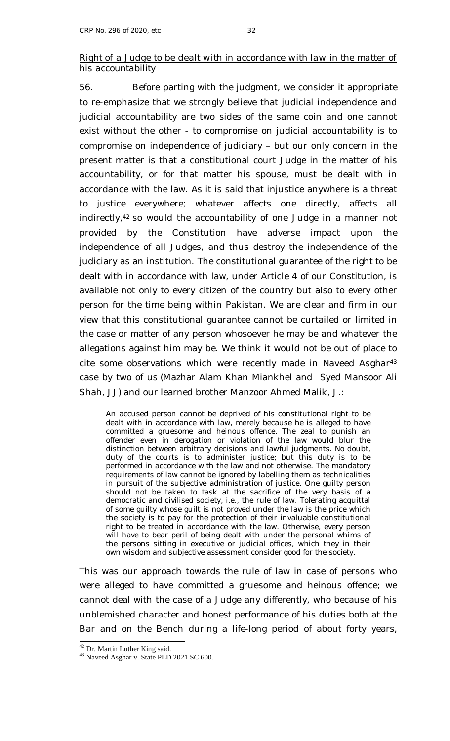<u>*Right of a Judge to be dealt with in accordance with law in the matter of his accountability*</u>

56. Before parting with the judgment, we consider it appropriate to re-emphasize that we strongly believe that judicial independence and judicial accountability are two sides of the same coin and one cannot exist without the other - to compromise on judicial accountability is to compromise on independence of judiciary – but our only concern in the present matter is that a constitutional court Judge in the matter of his accountability, or for that matter his spouse, must be dealt with in accordance with the law. As it is said that injustice anywhere is a threat to justice everywhere; whatever affects one directly, affects all indirectly,[42] so would the accountability of one Judge in a manner not provided by the Constitution have adverse impact upon the independence of all Judges, and thus destroy the independence of the judiciary as an institution. The constitutional guarantee of the right to be dealt with in accordance with law, under Article 4 of our Constitution, is available not only to every citizen of the country but also to every other person for the time being within Pakistan. We are clear and firm in our view that this constitutional guarantee cannot be curtailed or limited in the case or matter of any person whosoever he may be and whatever the allegations against him may be. We think it would not be out of place to cite some observations which were recently made in *Naveed Asghar*[43] case by two of us (Mazhar Alam Khan Miankhel and Syed Mansoor Ali Shah, JJ) and our learned brother Manzoor Ahmed Malik, J.:

> An accused person cannot be deprived of his constitutional right to be dealt with in accordance with law, merely because he is alleged to have committed a gruesome and heinous offence. The zeal to punish an offender even in derogation or violation of the law would blur the distinction between arbitrary decisions and lawful judgments. No doubt, duty of the courts is to administer justice; but this duty is to be performed in accordance with the law and not otherwise. The mandatory requirements of law cannot be ignored by labelling them as technicalities in pursuit of the subjective administration of justice. One guilty person should not be taken to task at the sacrifice of the very basis of a democratic and civilised society, i.e., the rule of law. Tolerating acquittal of some guilty whose guilt is not proved under the law is the price which the society is to pay for the protection of their invaluable constitutional right to be treated in accordance with the law. Otherwise, every person will have to bear peril of being dealt with under the personal whims of the persons sitting in executive or judicial offices, which they in their own wisdom and subjective assessment consider good for the society.

This was our approach towards the rule of law in case of persons who were alleged to have committed a gruesome and heinous offence; we cannot deal with the case of a Judge any differently, who because of his unblemished character and honest performance of his duties both at the Bar and on the Bench during a life-long period of about forty years,

---

[42] Dr. Martin Luther King said.

[43] Naveed Asghar v. State PLD 2021 SC 600.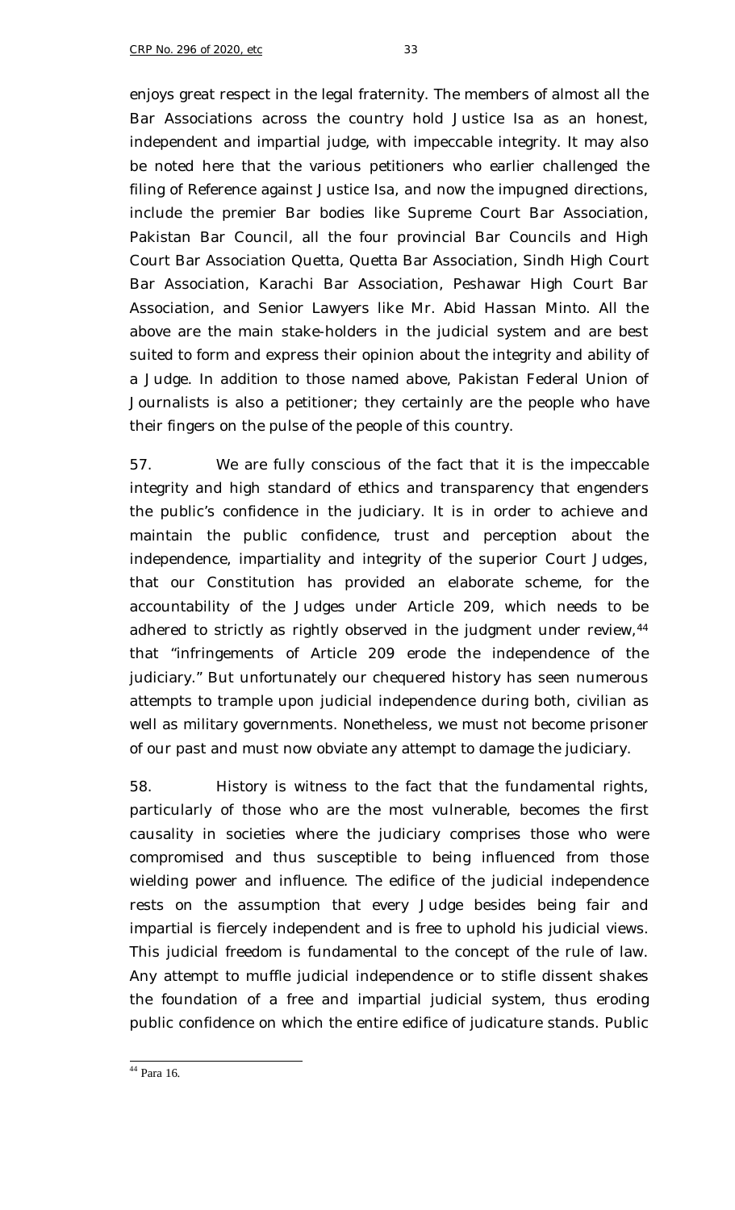enjoys great respect in the legal fraternity. The members of almost all the Bar Associations across the country hold Justice Isa as an honest, independent and impartial judge, with impeccable integrity. It may also be noted here that the various petitioners who earlier challenged the filing of Reference against Justice Isa, and now the impugned directions, include the premier Bar bodies like Supreme Court Bar Association, Pakistan Bar Council, all the four provincial Bar Councils and High Court Bar Association Quetta, Quetta Bar Association, Sindh High Court Bar Association, Karachi Bar Association, Peshawar High Court Bar Association, and Senior Lawyers like Mr. Abid Hassan Minto. All the above are the main stake-holders in the judicial system and are best suited to form and express their opinion about the integrity and ability of a Judge. In addition to those named above, Pakistan Federal Union of Journalists is also a petitioner; they certainly are the people who have their fingers on the pulse of the people of this country.

57. We are fully conscious of the fact that it is the impeccable integrity and high standard of ethics and transparency that engenders the public's confidence in the judiciary. It is in order to achieve and maintain the public confidence, trust and perception about the independence, impartiality and integrity of the superior Court Judges, that our Constitution has provided an elaborate scheme, for the accountability of the Judges under Article 209, which needs to be adhered to strictly as rightly observed in the judgment under review,[44] that "infringements of Article 209 erode the independence of the judiciary." But unfortunately our chequered history has seen numerous attempts to trample upon judicial independence during both, civilian as well as military governments. Nonetheless, we must not become prisoner of our past and must now obviate any attempt to damage the judiciary.

58. History is witness to the fact that the fundamental rights, particularly of those who are the most vulnerable, becomes the first causality in societies where the judiciary comprises those who were compromised and thus susceptible to being influenced from those wielding power and influence. The edifice of the judicial independence rests on the assumption that every Judge besides being fair and impartial is fiercely independent and is free to uphold his judicial views. This judicial freedom is fundamental to the concept of the rule of law. Any attempt to muffle judicial independence or to stifle dissent shakes the foundation of a free and impartial judicial system, thus eroding public confidence on which the entire edifice of judicature stands. Public

[44] Para 16.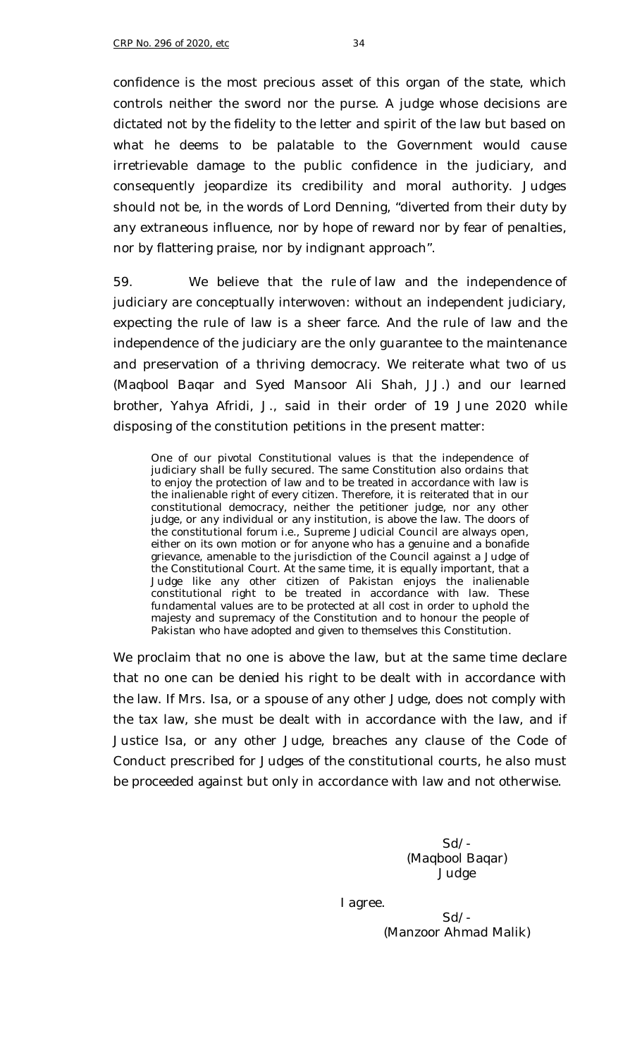confidence is the most precious asset of this organ of the state, which controls neither the sword nor the purse. A judge whose decisions are dictated not by the fidelity to the letter and spirit of the law but based on what he deems to be palatable to the Government would cause irretrievable damage to the public confidence in the judiciary, and consequently jeopardize its credibility and moral authority. Judges should not be, in the words of Lord Denning, "diverted from their duty by any extraneous influence, nor by hope of reward nor by fear of penalties, nor by flattering praise, nor by indignant approach".

59. We believe that the rule of law and the independence of judiciary are conceptually interwoven: without an independent judiciary, expecting the rule of law is a sheer farce. And the rule of law and the independence of the judiciary are the only guarantee to the maintenance and preservation of a thriving democracy. We reiterate what two of us (Maqbool Baqar and Syed Mansoor Ali Shah, JJ.) and our learned brother, Yahya Afridi, J., said in their order of 19 June 2020 while disposing of the constitution petitions in the present matter:

> One of our pivotal Constitutional values is that the independence of judiciary shall be fully secured. The same Constitution also ordains that to enjoy the protection of law and to be treated in accordance with law is the inalienable right of every citizen. Therefore, it is reiterated that in our constitutional democracy, neither the petitioner judge, nor any other judge, or any individual or any institution, is above the law. The doors of the constitutional forum i.e., Supreme Judicial Council are always open, either on its own motion or for anyone who has a genuine and a bonafide grievance, amenable to the jurisdiction of the Council against a Judge of the Constitutional Court. At the same time, it is equally important, that a Judge like any other citizen of Pakistan enjoys the inalienable constitutional right to be treated in accordance with law. These fundamental values are to be protected at all cost in order to uphold the majesty and supremacy of the Constitution and to honour the people of Pakistan who have adopted and given to themselves this Constitution.

We proclaim that no one is above the law, but at the same time declare that no one can be denied his right to be dealt with in accordance with the law. If Mrs. Isa, or a spouse of any other Judge, does not comply with the tax law, she must be dealt with in accordance with the law, and if Justice Isa, or any other Judge, breaches any clause of the Code of Conduct prescribed for Judges of the constitutional courts, he also must be proceeded against but only in accordance with law and not otherwise.

Sd/-
(Maqbool Baqar)
Judge

I agree.

Sd/-
(Manzoor Ahmad Malik)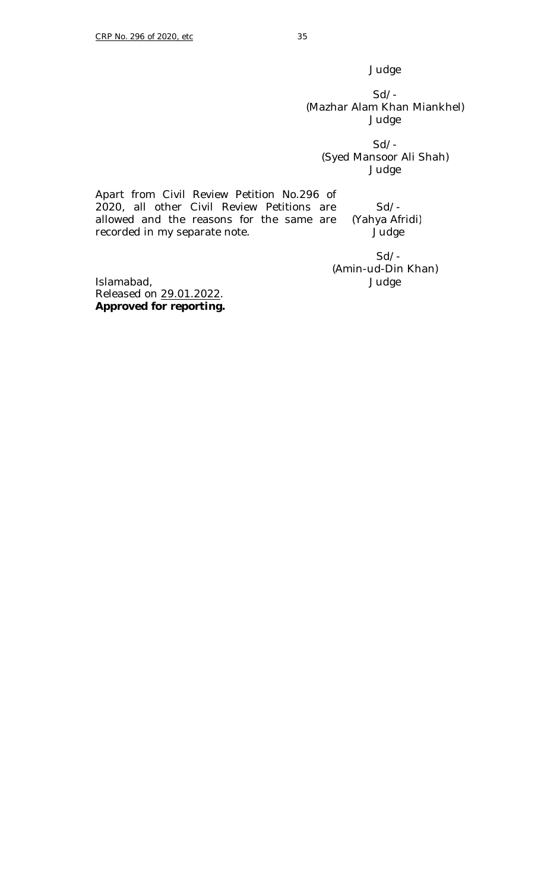Judge

Sd/-
(Mazhar Alam Khan Miankhel)
Judge

Sd/-
(Syed Mansoor Ali Shah)
Judge

Apart from Civil Review Petition No.296 of 2020, all other Civil Review Petitions are allowed and the reasons for the same are recorded in my separate note.

Sd/-
(Yahya Afridi)
Judge

Sd/-
(Amin-ud-Din Khan)
Judge

Islamabad,
Released on 29.01.2022.
**Approved for reporting.**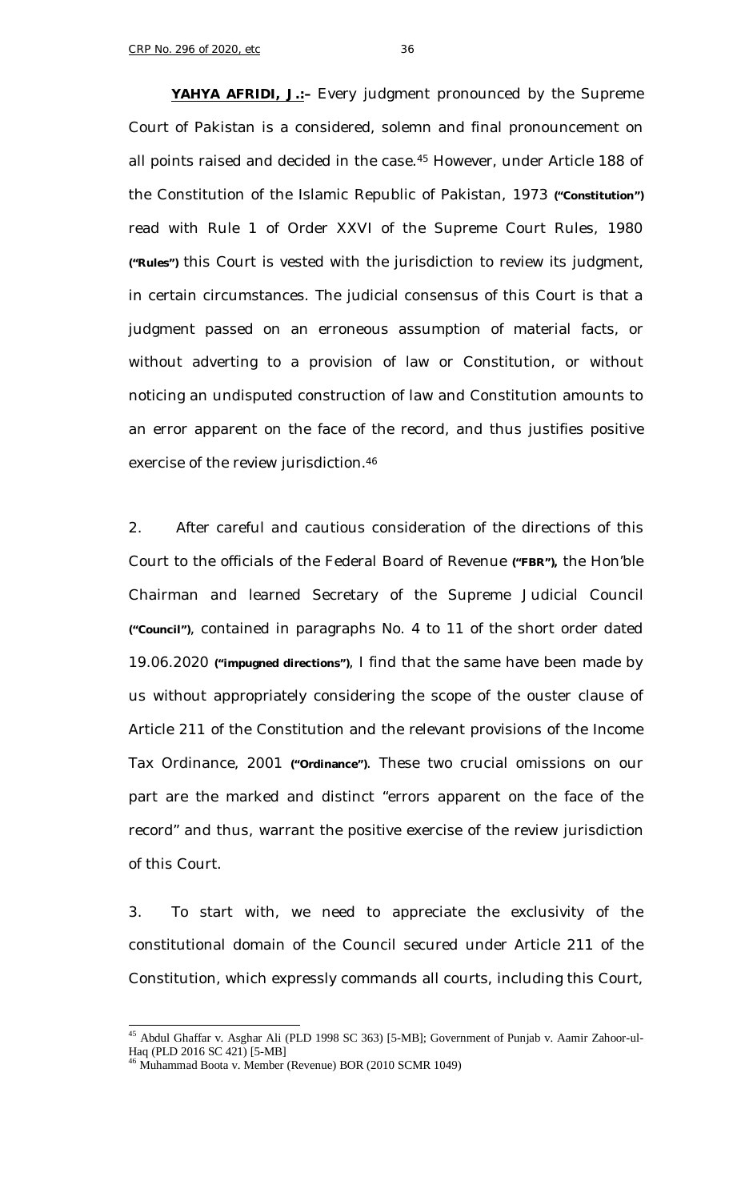**<u>YAHYA AFRIDI, J.:–</u>** Every judgment pronounced by the Supreme Court of Pakistan is a considered, solemn and final pronouncement on all points raised and decided in the case.[45] However, under Article 188 of the Constitution of the Islamic Republic of Pakistan, 1973 **("Constitution")** read with Rule 1 of Order XXVI of the Supreme Court Rules, 1980 **("Rules")** this Court is vested with the jurisdiction to review its judgment, in certain circumstances. The judicial consensus of this Court is that a judgment passed on an erroneous assumption of material facts, or without adverting to a provision of law or Constitution, or without noticing an undisputed construction of law and Constitution amounts to an error apparent on the face of the record, and thus justifies positive exercise of the review jurisdiction.[46]

2. After careful and cautious consideration of the directions of this Court to the officials of the Federal Board of Revenue **("FBR")**, the Hon'ble Chairman and learned Secretary of the Supreme Judicial Council **("Council")**, contained in paragraphs No. 4 to 11 of the short order dated 19.06.2020 **("impugned directions")**, I find that the same have been made by us without appropriately considering the scope of the ouster clause of Article 211 of the Constitution and the relevant provisions of the Income Tax Ordinance, 2001 **("Ordinance")**. These two crucial omissions on our part are the marked and distinct "errors apparent on the face of the record" and thus, warrant the positive exercise of the review jurisdiction of this Court.

3. To start with, we need to appreciate the exclusivity of the constitutional domain of the Council secured under Article 211 of the Constitution, which expressly commands all courts, including this Court,

---

[45] Abdul Ghaffar v. Asghar Ali (PLD 1998 SC 363) [5-MB]; Government of Punjab v. Aamir Zahoor-ul-Haq (PLD 2016 SC 421) [5-MB]

[46] Muhammad Boota v. Member (Revenue) BOR (2010 SCMR 1049)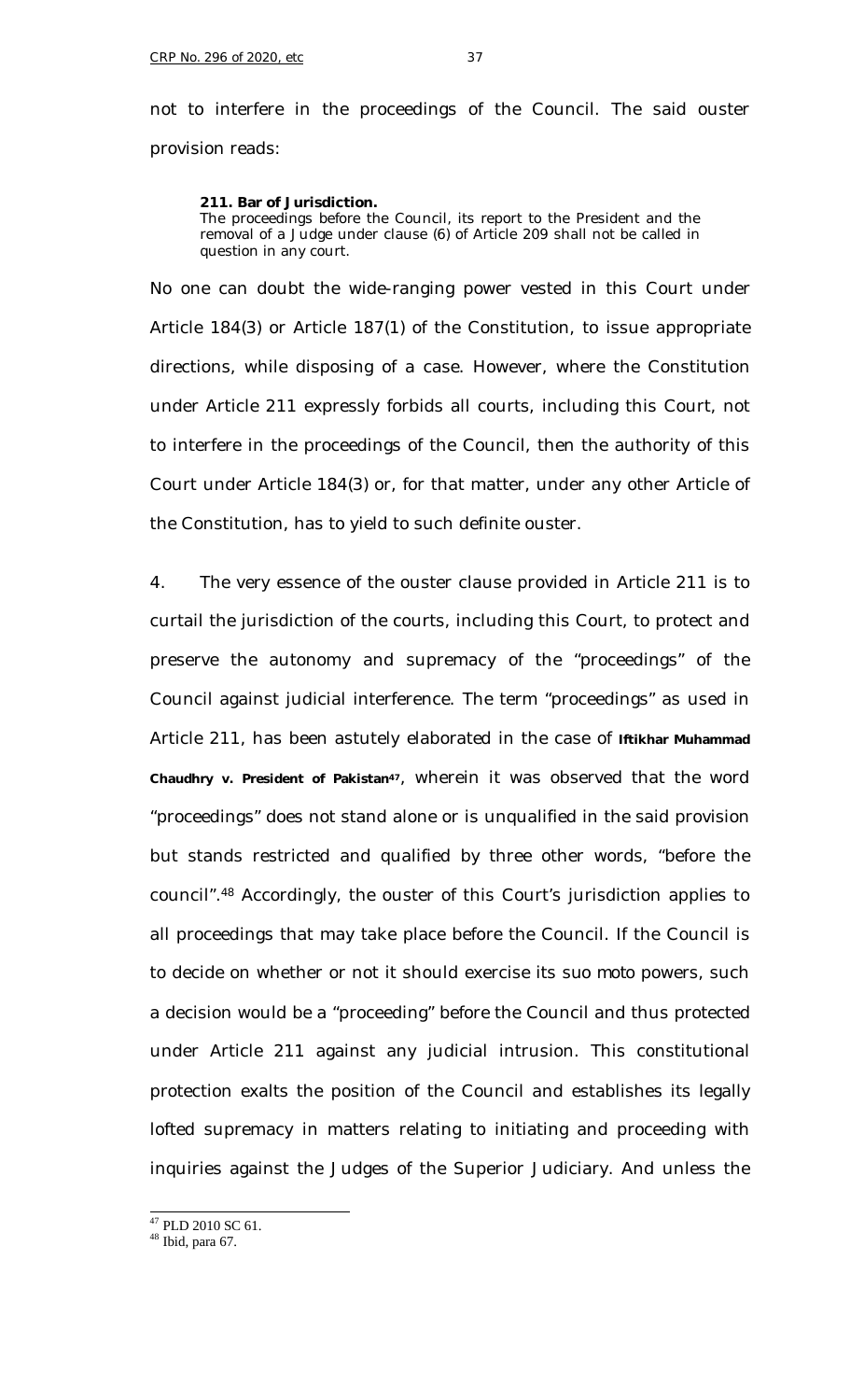not to interfere in the proceedings of the Council. The said ouster provision reads:

> **211. Bar of Jurisdiction.**
> The proceedings before the Council, its report to the President and the removal of a Judge under clause (6) of Article 209 shall not be called in question in any court.

No one can doubt the wide-ranging power vested in this Court under Article 184(3) or Article 187(1) of the Constitution, to issue appropriate directions, while disposing of a case. However, where the Constitution under Article 211 expressly forbids all courts, including this Court, not to interfere in the proceedings of the Council, then the authority of this Court under Article 184(3) or, for that matter, under any other Article of the Constitution, has to yield to such definite ouster.

4. The very essence of the ouster clause provided in Article 211 is to curtail the jurisdiction of the courts, including this Court, to protect and preserve the autonomy and supremacy of the "proceedings" of the Council against judicial interference. The term "proceedings" as used in Article 211, has been astutely elaborated in the case of **Iftikhar Muhammad Chaudhry v. President of Pakistan**[47], wherein it was observed that the word "proceedings" does not stand alone or is unqualified in the said provision but stands restricted and qualified by three other words, "before the council".[48] Accordingly, the ouster of this Court's jurisdiction applies to all proceedings that may take place before the Council. If the Council is to decide on whether or not it should exercise its *suo moto* powers, such a decision would be a "proceeding" before the Council and thus protected under Article 211 against any judicial intrusion. This constitutional protection exalts the position of the Council and establishes its legally lofted supremacy in matters relating to initiating and proceeding with inquiries against the Judges of the Superior Judiciary. And unless the

---

[47] PLD 2010 SC 61.
[48] Ibid, para 67.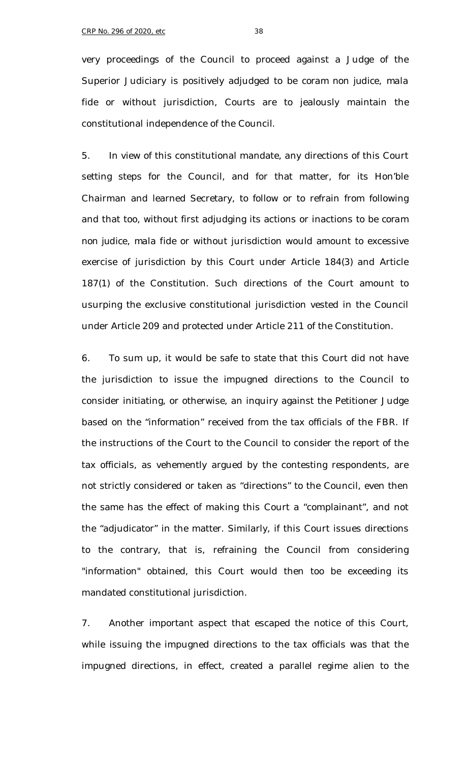very proceedings of the Council to proceed against a Judge of the Superior Judiciary is positively adjudged to be *coram non judice*, *mala fide* or without jurisdiction, Courts are to jealously maintain the constitutional independence of the Council.

5. In view of this constitutional mandate, any directions of this Court setting steps for the Council, and for that matter, for its Hon'ble Chairman and learned Secretary, to follow or to refrain from following and that too, without first adjudging its actions or inactions to be *coram non judice*, *mala fide* or without jurisdiction would amount to excessive exercise of jurisdiction by this Court under Article 184(3) and Article 187(1) of the Constitution. Such directions of the Court amount to usurping the exclusive constitutional jurisdiction vested in the Council under Article 209 and protected under Article 211 of the Constitution.

6. To sum up, it would be safe to state that this Court did not have the jurisdiction to issue the impugned directions to the Council to consider initiating, or otherwise, an inquiry against the Petitioner Judge based on the "information" received from the tax officials of the FBR. If the instructions of the Court to the Council to consider the report of the tax officials, as vehemently argued by the contesting respondents, are not strictly considered or taken as "directions" to the Council, even then the same has the effect of making this Court a "complainant", and not the "adjudicator" in the matter. Similarly, if this Court issues directions to the contrary, that is, refraining the Council from considering "information" obtained, this Court would then too be exceeding its mandated constitutional jurisdiction.

7. Another important aspect that escaped the notice of this Court, while issuing the impugned directions to the tax officials was that the impugned directions, in effect, created a parallel regime alien to the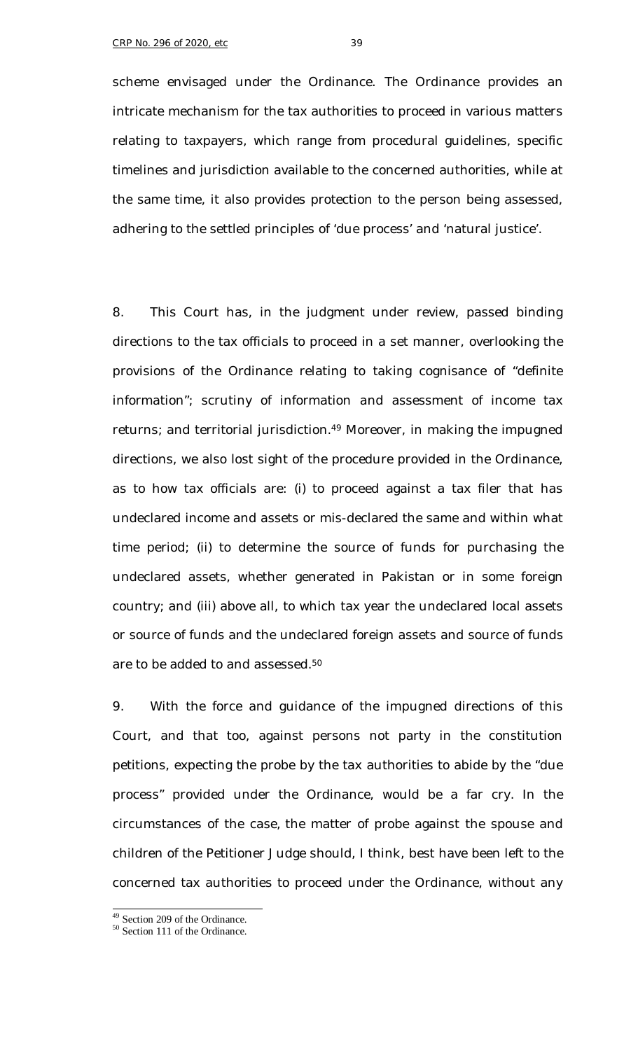scheme envisaged under the Ordinance. The Ordinance provides an intricate mechanism for the tax authorities to proceed in various matters relating to taxpayers, which range from procedural guidelines, specific timelines and jurisdiction available to the concerned authorities, while at the same time, it also provides protection to the person being assessed, adhering to the settled principles of 'due process' and 'natural justice'.

8. This Court has, in the judgment under review, passed binding directions to the tax officials to proceed in a set manner, overlooking the provisions of the Ordinance relating to taking cognisance of "definite information"; scrutiny of information and assessment of income tax returns; and territorial jurisdiction.[49] Moreover, in making the impugned directions, we also lost sight of the procedure provided in the Ordinance, as to how tax officials are: (i) to proceed against a tax filer that has undeclared income and assets or mis-declared the same and within what time period; (ii) to determine the source of funds for purchasing the undeclared assets, whether generated in Pakistan or in some foreign country; and (iii) above all, to which tax year the undeclared local assets or source of funds and the undeclared foreign assets and source of funds are to be added to and assessed.[50]

9. With the force and guidance of the impugned directions of this Court, and that too, against persons not party in the constitution petitions, expecting the probe by the tax authorities to abide by the "due process" provided under the Ordinance, would be a far cry. In the circumstances of the case, the matter of probe against the spouse and children of the Petitioner Judge should, I think, best have been left to the concerned tax authorities to proceed under the Ordinance, without any

---

[49] Section 209 of the Ordinance.

[50] Section 111 of the Ordinance.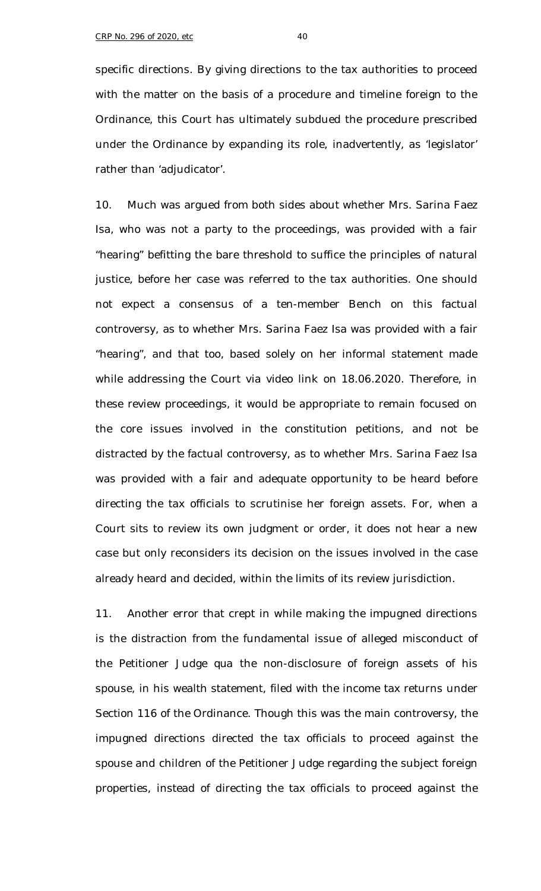specific directions. By giving directions to the tax authorities to proceed with the matter on the basis of a procedure and timeline foreign to the Ordinance, this Court has ultimately subdued the procedure prescribed under the Ordinance by expanding its role, inadvertently, as 'legislator' rather than 'adjudicator'.

10. Much was argued from both sides about whether Mrs. Sarina Faez Isa, who was not a party to the proceedings, was provided with a fair "hearing" befitting the bare threshold to suffice the principles of natural justice, before her case was referred to the tax authorities. One should not expect a consensus of a ten-member Bench on this factual controversy, as to whether Mrs. Sarina Faez Isa was provided with a fair "hearing", and that too, based solely on her informal statement made while addressing the Court via video link on 18.06.2020. Therefore, in these review proceedings, it would be appropriate to remain focused on the core issues involved in the constitution petitions, and not be distracted by the factual controversy, as to whether Mrs. Sarina Faez Isa was provided with a fair and adequate opportunity to be heard before directing the tax officials to scrutinise her foreign assets. For, when a Court sits to review its own judgment or order, it does not hear a new case but only reconsiders its decision on the issues involved in the case already heard and decided, within the limits of its review jurisdiction.

11. Another error that crept in while making the impugned directions is the distraction from the fundamental issue of alleged misconduct of the Petitioner Judge qua the non-disclosure of foreign assets of his spouse, in his wealth statement, filed with the income tax returns under Section 116 of the Ordinance. Though this was the main controversy, the impugned directions directed the tax officials to proceed against the spouse and children of the Petitioner Judge regarding the subject foreign properties, instead of directing the tax officials to proceed against the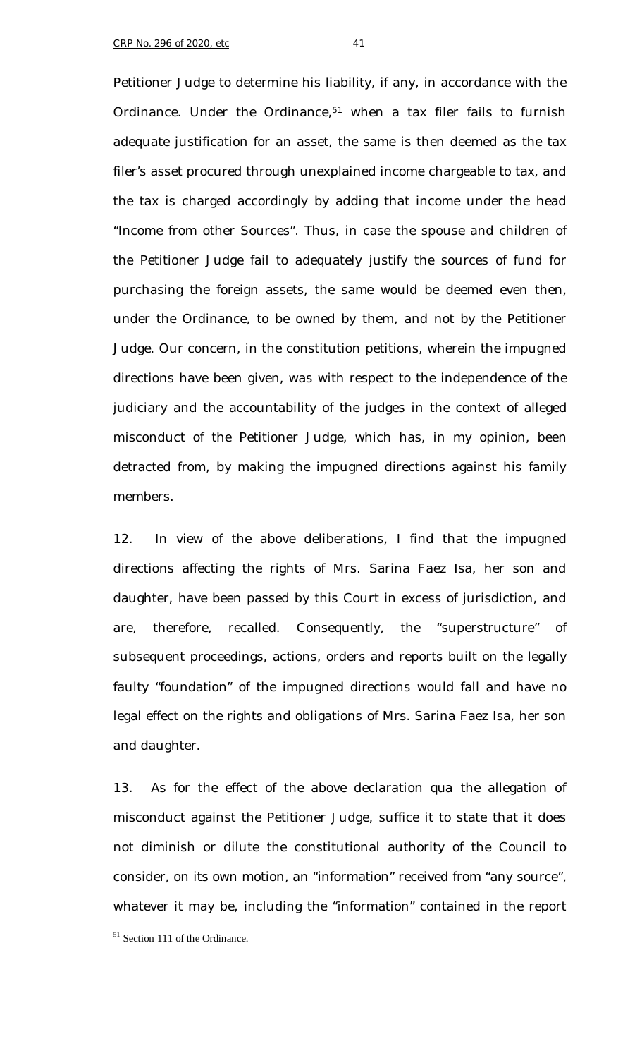Petitioner Judge to determine his liability, if any, in accordance with the Ordinance. Under the Ordinance,[51] when a tax filer fails to furnish adequate justification for an asset, the same is then deemed as the tax filer's asset procured through unexplained income chargeable to tax, and the tax is charged accordingly by adding that income under the head "Income from other Sources". Thus, in case the spouse and children of the Petitioner Judge fail to adequately justify the sources of fund for purchasing the foreign assets, the same would be deemed even then, under the Ordinance, to be owned by them, and not by the Petitioner Judge. Our concern, in the constitution petitions, wherein the impugned directions have been given, was with respect to the independence of the judiciary and the accountability of the judges in the context of alleged misconduct of the Petitioner Judge, which has, in my opinion, been detracted from, by making the impugned directions against his family members.

12. In view of the above deliberations, I find that the impugned directions affecting the rights of Mrs. Sarina Faez Isa, her son and daughter, have been passed by this Court in excess of jurisdiction, and are, therefore, recalled. Consequently, the "superstructure" of subsequent proceedings, actions, orders and reports built on the legally faulty "foundation" of the impugned directions would fall and have no legal effect on the rights and obligations of Mrs. Sarina Faez Isa, her son and daughter.

13. As for the effect of the above declaration qua the allegation of misconduct against the Petitioner Judge, suffice it to state that it does not diminish or dilute the constitutional authority of the Council to consider, on its own motion, an "information" received from "any source", whatever it may be, including the "information" contained in the report

[51] Section 111 of the Ordinance.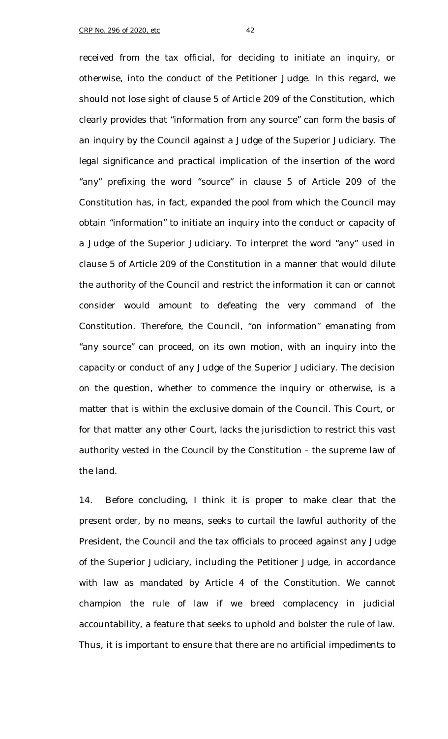received from the tax official, for deciding to initiate an inquiry, or otherwise, into the conduct of the Petitioner Judge. In this regard, we should not lose sight of clause 5 of Article 209 of the Constitution, which clearly provides that "information from any source" can form the basis of an inquiry by the Council against a Judge of the Superior Judiciary. The legal significance and practical implication of the insertion of the word "any" prefixing the word "source" in clause 5 of Article 209 of the Constitution has, in fact, expanded the pool from which the Council may obtain "information" to initiate an inquiry into the conduct or capacity of a Judge of the Superior Judiciary. To interpret the word "any" used in clause 5 of Article 209 of the Constitution in a manner that would dilute the authority of the Council and restrict the information it can or cannot consider would amount to defeating the very command of the Constitution. Therefore, the Council, "on information" emanating from "any source" can proceed, on its own motion, with an inquiry into the capacity or conduct of any Judge of the Superior Judiciary. The decision on the question, whether to commence the inquiry or otherwise, is a matter that is within the exclusive domain of the Council. This Court, or for that matter any other Court, lacks the jurisdiction to restrict this vast authority vested in the Council by the Constitution - the supreme law of the land.

14. Before concluding, I think it is proper to make clear that the present order, by no means, seeks to curtail the lawful authority of the President, the Council and the tax officials to proceed against any Judge of the Superior Judiciary, including the Petitioner Judge, in accordance with law as mandated by Article 4 of the Constitution. We cannot champion the rule of law if we breed complacency in judicial accountability, a feature that seeks to uphold and bolster the rule of law. Thus, it is important to ensure that there are no artificial impediments to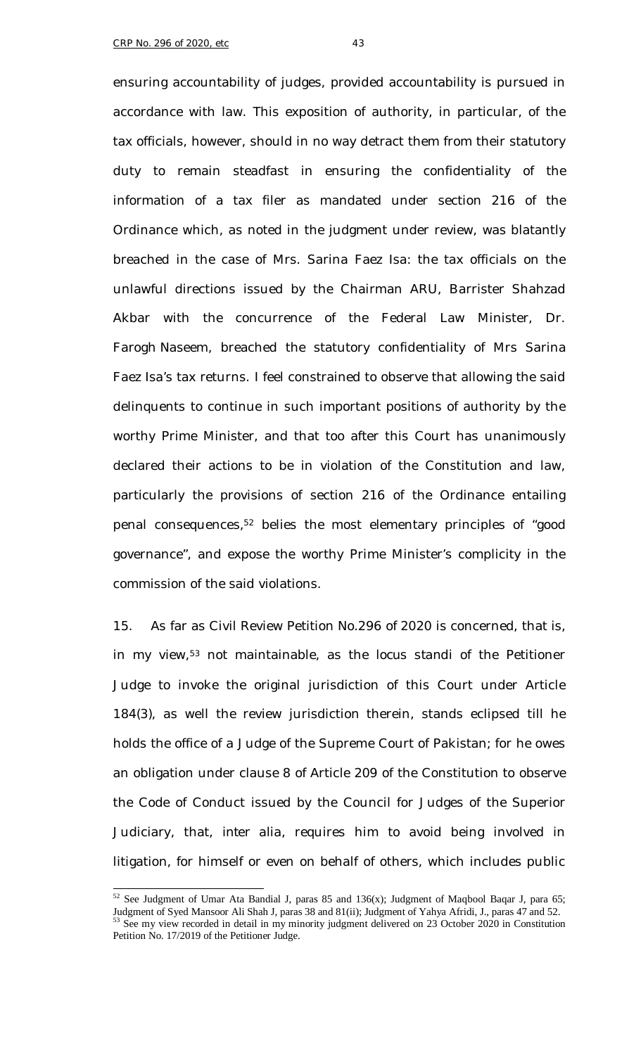ensuring accountability of judges, provided accountability is pursued in accordance with law. This exposition of authority, in particular, of the tax officials, however, should in no way detract them from their statutory duty to remain steadfast in ensuring the confidentiality of the information of a tax filer as mandated under section 216 of the Ordinance which, as noted in the judgment under review, was blatantly breached in the case of Mrs. Sarina Faez Isa: the tax officials on the unlawful directions issued by the Chairman ARU, Barrister Shahzad Akbar with the concurrence of the Federal Law Minister, Dr. Farogh Naseem, breached the statutory confidentiality of Mrs Sarina Faez Isa's tax returns. I feel constrained to observe that allowing the said delinquents to continue in such important positions of authority by the worthy Prime Minister, and that too after this Court has unanimously declared their actions to be in violation of the Constitution and law, particularly the provisions of section 216 of the Ordinance entailing penal consequences,[52] belies the most elementary principles of "good governance", and expose the worthy Prime Minister's complicity in the commission of the said violations.

15. As far as Civil Review Petition No.296 of 2020 is concerned, that is, in my view,[53] not maintainable, as the locus standi of the Petitioner Judge to invoke the original jurisdiction of this Court under Article 184(3), as well the review jurisdiction therein, stands eclipsed till he holds the office of a Judge of the Supreme Court of Pakistan; for he owes an obligation under clause 8 of Article 209 of the Constitution to observe the Code of Conduct issued by the Council for Judges of the Superior Judiciary, that, inter alia, requires him to avoid being involved in litigation, for himself or even on behalf of others, which includes public

---

[52] See Judgment of Umar Ata Bandial J, paras 85 and 136(x); Judgment of Maqbool Baqar J, para 65; Judgment of Syed Mansoor Ali Shah J, paras 38 and 81(ii); Judgment of Yahya Afridi, J., paras 47 and 52.

[53] See my view recorded in detail in my minority judgment delivered on 23 October 2020 in Constitution Petition No. 17/2019 of the Petitioner Judge.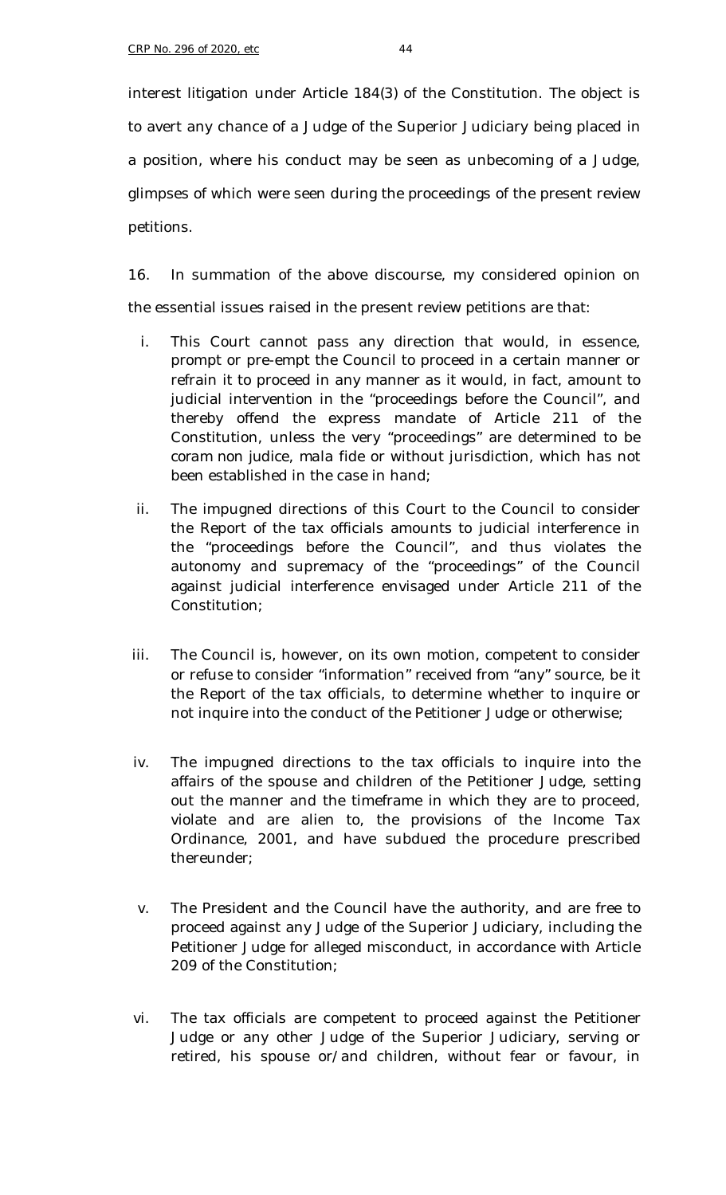interest litigation under Article 184(3) of the Constitution. The object is to avert any chance of a Judge of the Superior Judiciary being placed in a position, where his conduct may be seen as unbecoming of a Judge, glimpses of which were seen during the proceedings of the present review petitions.

16. In summation of the above discourse, my considered opinion on the essential issues raised in the present review petitions are that:

i. This Court cannot pass any direction that would, in essence, prompt or pre-empt the Council to proceed in a certain manner or refrain it to proceed in any manner as it would, in fact, amount to judicial intervention in the "proceedings before the Council", and thereby offend the express mandate of Article 211 of the Constitution, unless the very "proceedings" are determined to be *coram non judice*, *mala fide* or without jurisdiction, which has not been established in the case in hand;

ii. The impugned directions of this Court to the Council to consider the Report of the tax officials amounts to judicial interference in the "proceedings before the Council", and thus violates the autonomy and supremacy of the "proceedings" of the Council against judicial interference envisaged under Article 211 of the Constitution;

iii. The Council is, however, on its own motion, competent to consider or refuse to consider "information" received from "any" source, be it the Report of the tax officials, to determine whether to inquire or not inquire into the conduct of the Petitioner Judge or otherwise;

iv. The impugned directions to the tax officials to inquire into the affairs of the spouse and children of the Petitioner Judge, setting out the manner and the timeframe in which they are to proceed, violate and are alien to, the provisions of the Income Tax Ordinance, 2001, and have subdued the procedure prescribed thereunder;

v. The President and the Council have the authority, and are free to proceed against any Judge of the Superior Judiciary, including the Petitioner Judge for alleged misconduct, in accordance with Article 209 of the Constitution;

vi. The tax officials are competent to proceed against the Petitioner Judge or any other Judge of the Superior Judiciary, serving or retired, his spouse or/and children, without fear or favour, in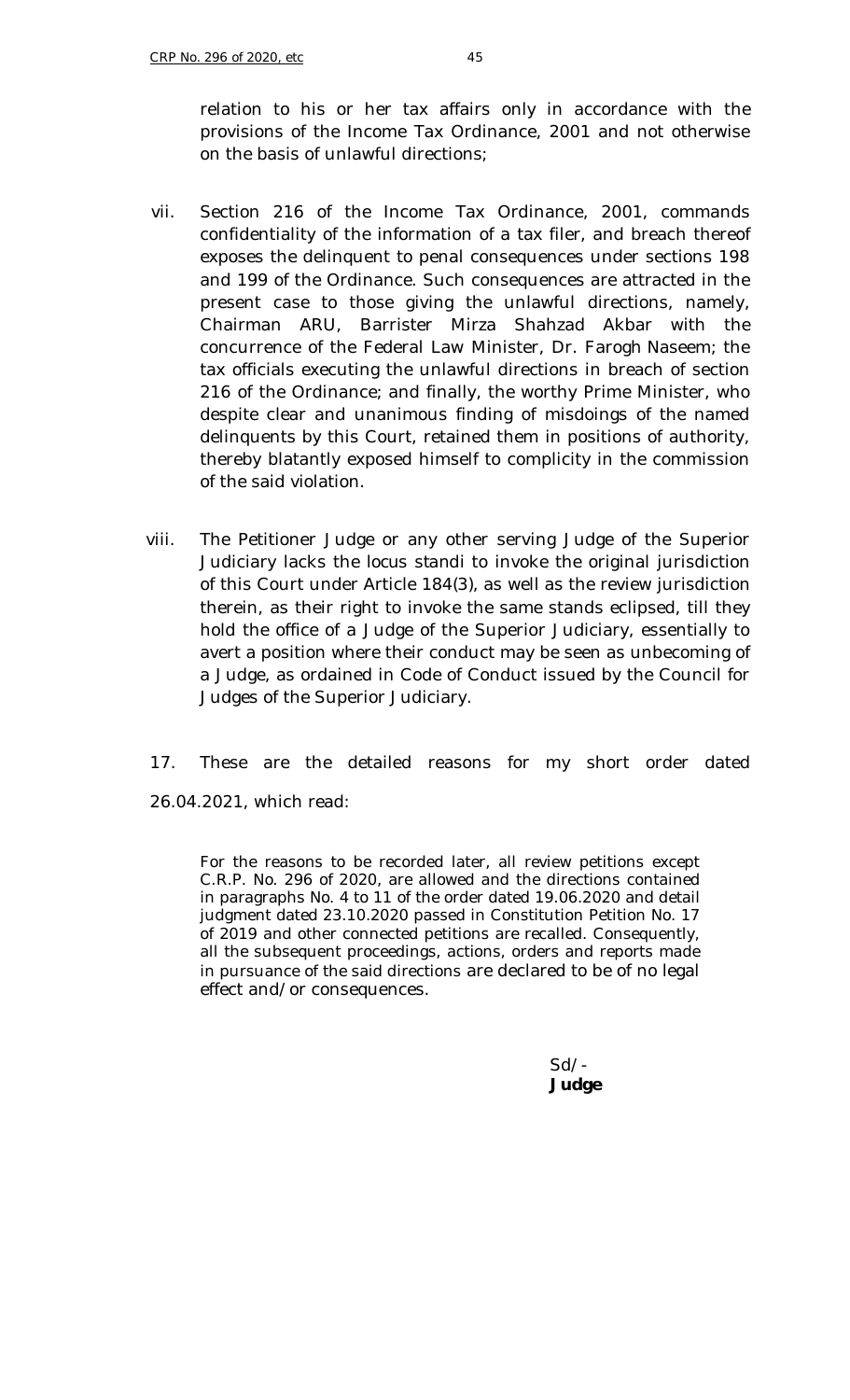relation to his or her tax affairs only in accordance with the provisions of the Income Tax Ordinance, 2001 and not otherwise on the basis of unlawful directions;

vii. Section 216 of the Income Tax Ordinance, 2001, commands confidentiality of the information of a tax filer, and breach thereof exposes the delinquent to penal consequences under sections 198 and 199 of the Ordinance. Such consequences are attracted in the present case to those giving the unlawful directions, namely, Chairman ARU, Barrister Mirza Shahzad Akbar with the concurrence of the Federal Law Minister, Dr. Farogh Naseem; the tax officials executing the unlawful directions in breach of section 216 of the Ordinance; and finally, the worthy Prime Minister, who despite clear and unanimous finding of misdoings of the named delinquents by this Court, retained them in positions of authority, thereby blatantly exposed himself to complicity in the commission of the said violation.

viii. The Petitioner Judge or any other serving Judge of the Superior Judiciary lacks the locus standi to invoke the original jurisdiction of this Court under Article 184(3), as well as the review jurisdiction therein, as their right to invoke the same stands eclipsed, till they hold the office of a Judge of the Superior Judiciary, essentially to avert a position where their conduct may be seen as unbecoming of a Judge, as ordained in Code of Conduct issued by the Council for Judges of the Superior Judiciary.

17. These are the detailed reasons for my short order dated 26.04.2021, which read:

> For the reasons to be recorded later, all review petitions except C.R.P. No. 296 of 2020, are allowed and the directions contained in paragraphs No. 4 to 11 of the order dated 19.06.2020 and detail judgment dated 23.10.2020 passed in Constitution Petition No. 17 of 2019 and other connected petitions are recalled. Consequently, all the subsequent proceedings, actions, orders and reports made in pursuance of the said directions are declared to be of no legal effect and/or consequences.

Sd/-
**Judge**